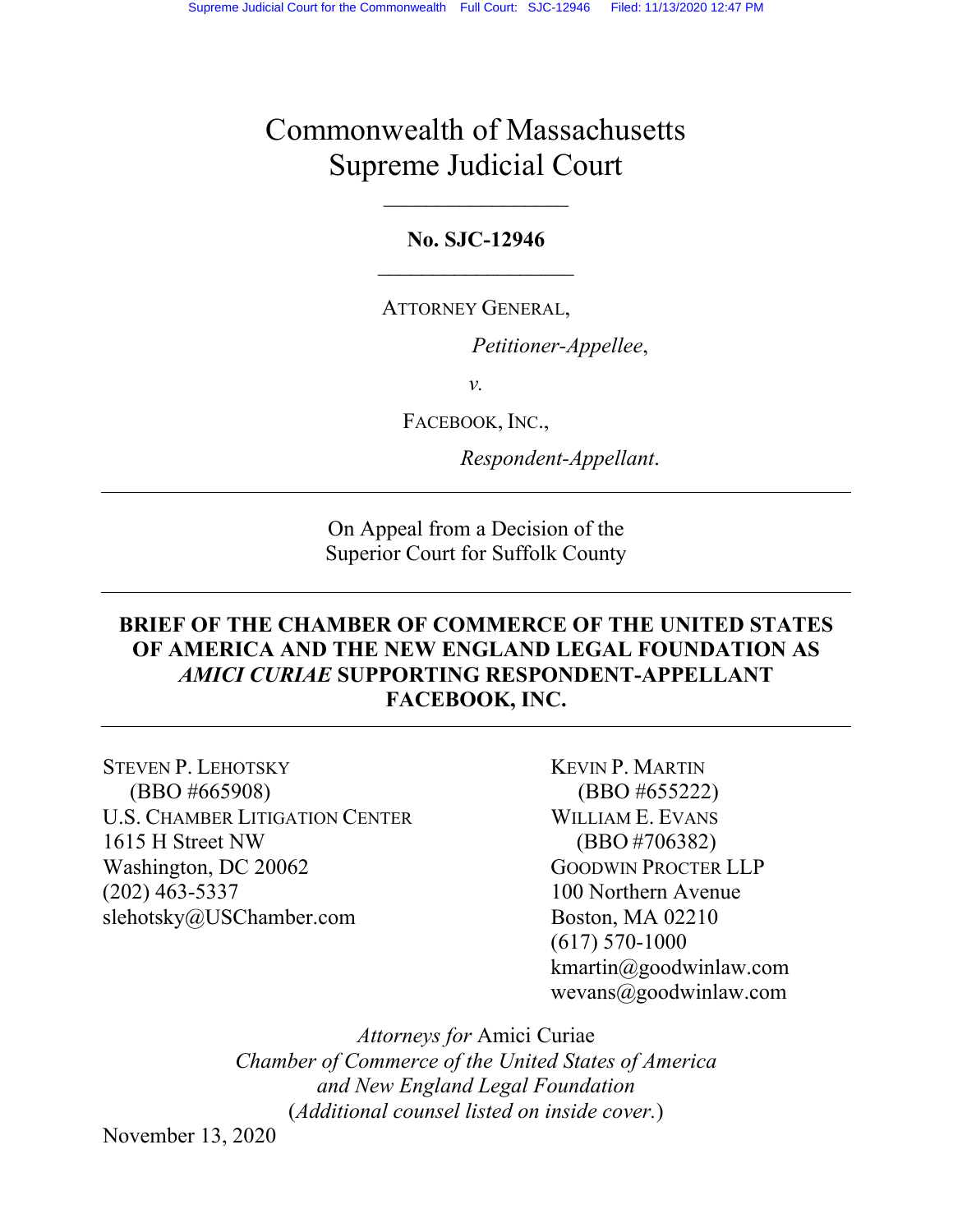Supreme Judicial Court for the Commonwealth Full Court: SJC-12946 Filed: 11/13/2020 12:47 PM

# Commonwealth of Massachusetts
# Supreme Judicial Court

---

**No. SJC-12946**

---

ATTORNEY GENERAL,

*Petitioner-Appellee*,

*v.*

FACEBOOK, INC.,

*Respondent-Appellant*.

---

On Appeal from a Decision of the
Superior Court for Suffolk County

---

**BRIEF OF THE CHAMBER OF COMMERCE OF THE UNITED STATES OF AMERICA AND THE NEW ENGLAND LEGAL FOUNDATION AS *AMICI CURIAE* SUPPORTING RESPONDENT-APPELLANT FACEBOOK, INC.**

---

STEVEN P. LEHOTSKY
(BBO #665908)
U.S. CHAMBER LITIGATION CENTER
1615 H Street NW
Washington, DC 20062
(202) 463-5337
slehotsky@USChamber.com

KEVIN P. MARTIN
(BBO #655222)
WILLIAM E. EVANS
(BBO #706382)
GOODWIN PROCTER LLP
100 Northern Avenue
Boston, MA 02210
(617) 570-1000
kmartin@goodwinlaw.com
wevans@goodwinlaw.com

*Attorneys for* Amici Curiae
*Chamber of Commerce of the United States of America and New England Legal Foundation*
(*Additional counsel listed on inside cover.*)

November 13, 2020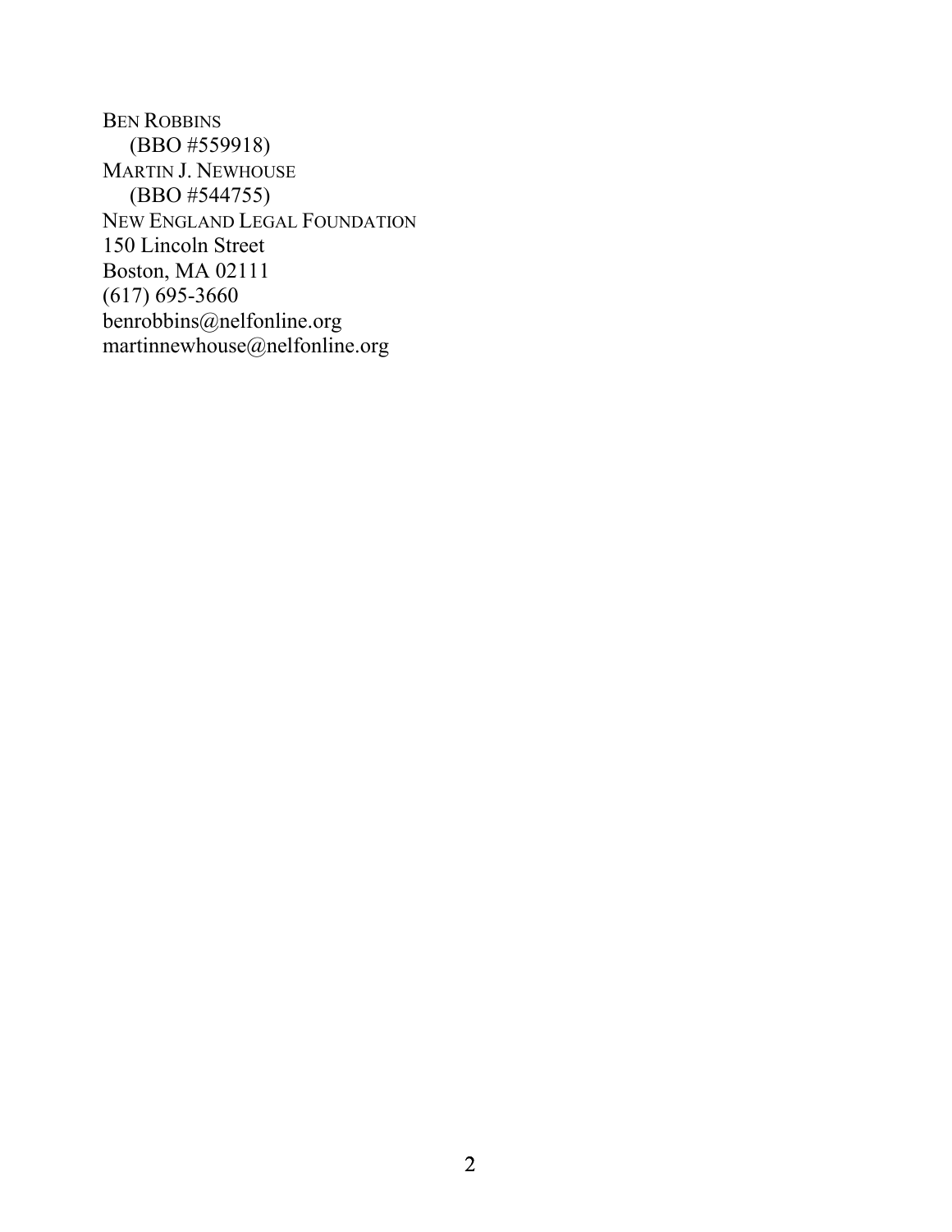BEN ROBBINS
    (BBO #559918)
MARTIN J. NEWHOUSE
    (BBO #544755)
NEW ENGLAND LEGAL FOUNDATION
150 Lincoln Street
Boston, MA 02111
(617) 695-3660
benrobbins@nelfonline.org
martinnewhouse@nelfonline.org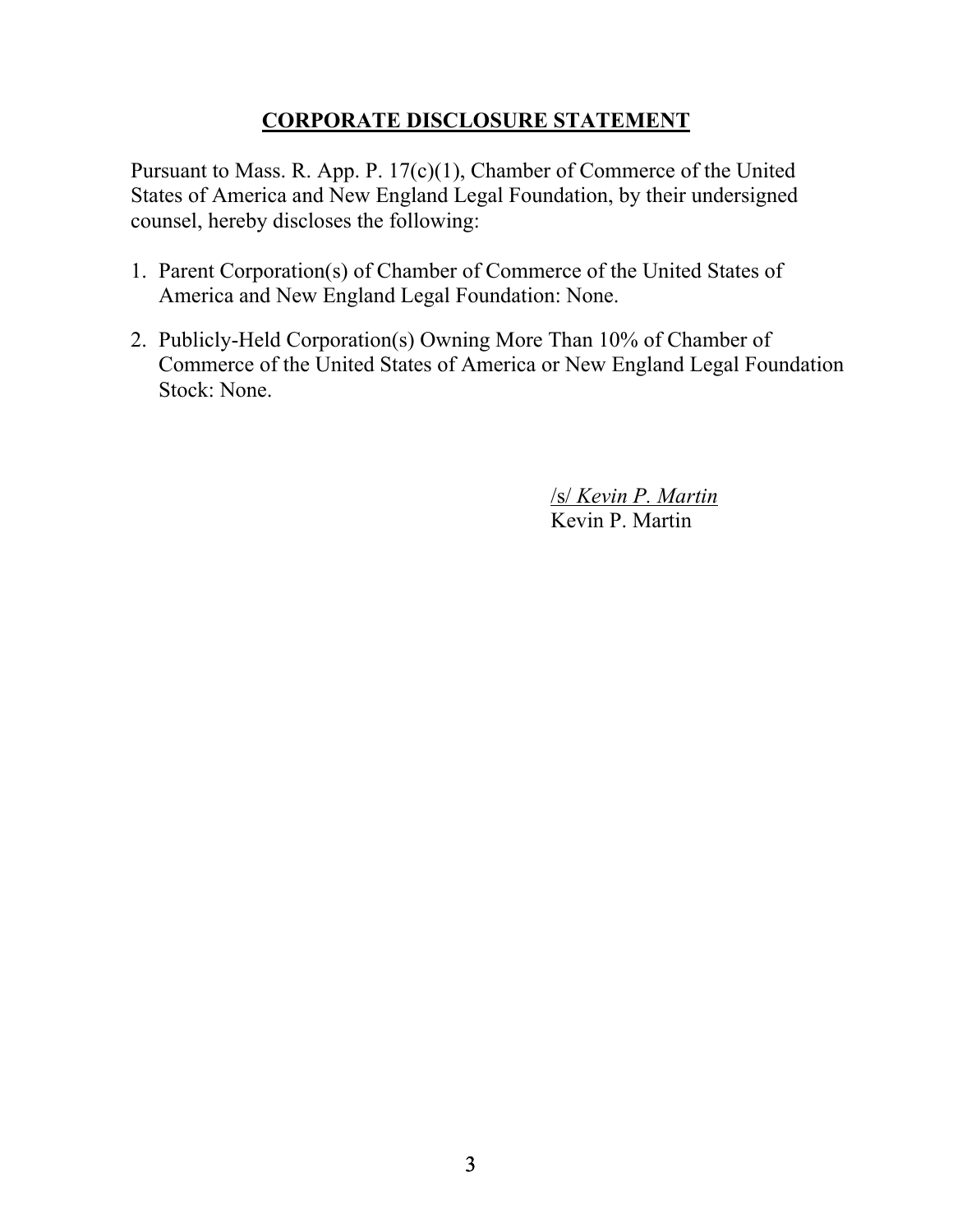# <u>CORPORATE DISCLOSURE STATEMENT</u>

Pursuant to Mass. R. App. P. 17(c)(1), Chamber of Commerce of the United States of America and New England Legal Foundation, by their undersigned counsel, hereby discloses the following:

1. Parent Corporation(s) of Chamber of Commerce of the United States of America and New England Legal Foundation: None.

2. Publicly-Held Corporation(s) Owning More Than 10% of Chamber of Commerce of the United States of America or New England Legal Foundation Stock: None.

/s/ *Kevin P. Martin*
Kevin P. Martin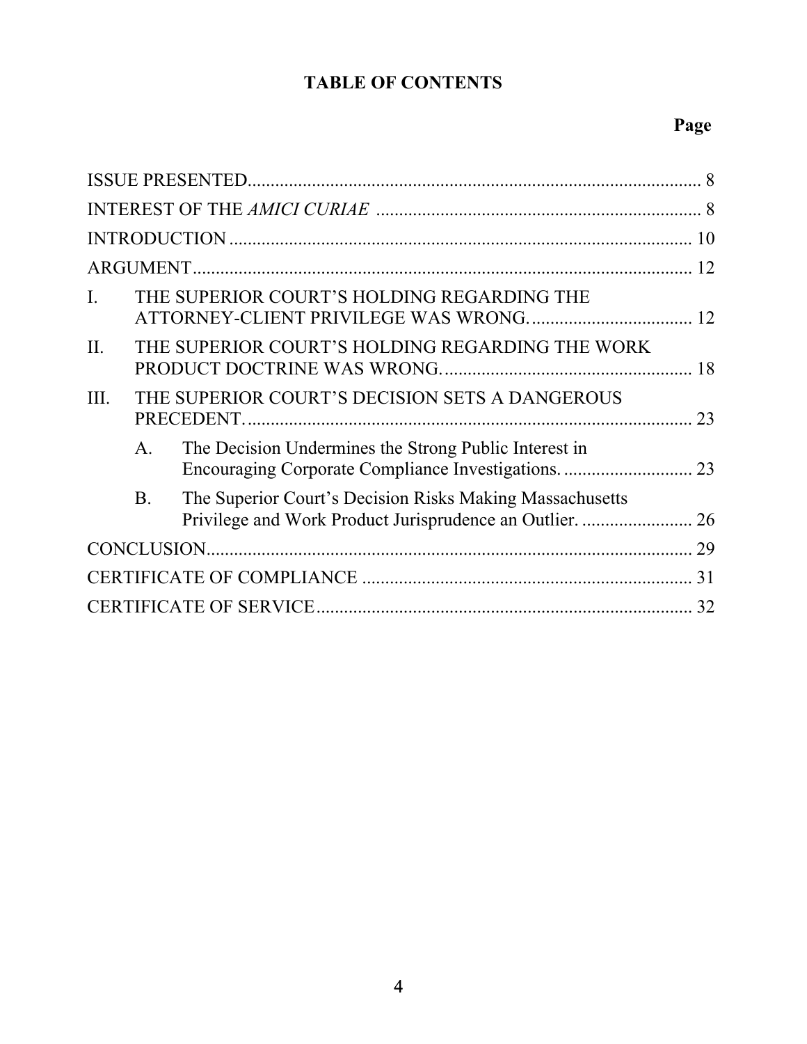# TABLE OF CONTENTS

| | Page |
|---|---|
| ISSUE PRESENTED | 8 |
| INTEREST OF THE *AMICI CURIAE* | 8 |
| INTRODUCTION | 10 |
| ARGUMENT | 12 |
| I. THE SUPERIOR COURT'S HOLDING REGARDING THE ATTORNEY-CLIENT PRIVILEGE WAS WRONG. | 12 |
| II. THE SUPERIOR COURT'S HOLDING REGARDING THE WORK PRODUCT DOCTRINE WAS WRONG. | 18 |
| III. THE SUPERIOR COURT'S DECISION SETS A DANGEROUS PRECEDENT. | 23 |
| A. The Decision Undermines the Strong Public Interest in Encouraging Corporate Compliance Investigations. | 23 |
| B. The Superior Court's Decision Risks Making Massachusetts Privilege and Work Product Jurisprudence an Outlier. | 26 |
| CONCLUSION | 29 |
| CERTIFICATE OF COMPLIANCE | 31 |
| CERTIFICATE OF SERVICE | 32 |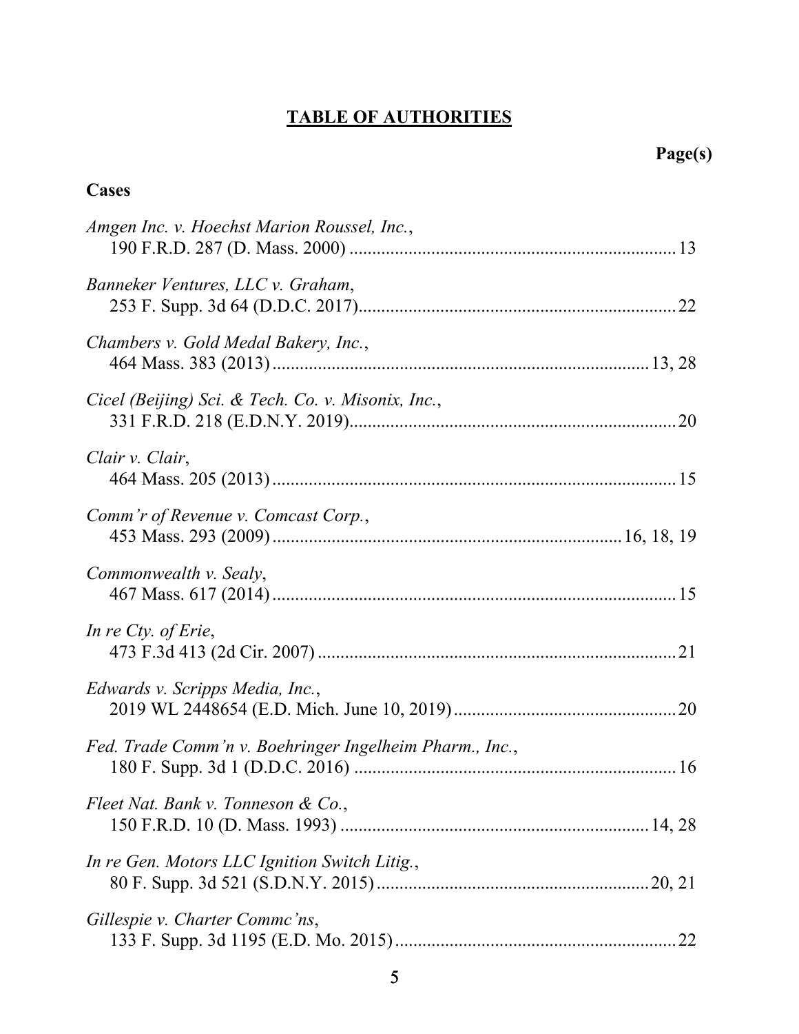## TABLE OF AUTHORITIES

**Page(s)**

**Cases**

*Amgen Inc. v. Hoechst Marion Roussel, Inc.*,
190 F.R.D. 287 (D. Mass. 2000) .......................................................................13

*Banneker Ventures, LLC v. Graham*,
253 F. Supp. 3d 64 (D.D.C. 2017).....................................................................22

*Chambers v. Gold Medal Bakery, Inc.*,
464 Mass. 383 (2013) ...................................................................................13, 28

*Cicel (Beijing) Sci. & Tech. Co. v. Misonix, Inc.*,
331 F.R.D. 218 (E.D.N.Y. 2019).......................................................................20

*Clair v. Clair*,
464 Mass. 205 (2013) .........................................................................................15

*Comm'r of Revenue v. Comcast Corp.*,
453 Mass. 293 (2009) ............................................................................16, 18, 19

*Commonwealth v. Sealy*,
467 Mass. 617 (2014) .........................................................................................15

*In re Cty. of Erie*,
473 F.3d 413 (2d Cir. 2007) ...............................................................................21

*Edwards v. Scripps Media, Inc.*,
2019 WL 2448654 (E.D. Mich. June 10, 2019).................................................20

*Fed. Trade Comm'n v. Boehringer Ingelheim Pharm., Inc.*,
180 F. Supp. 3d 1 (D.D.C. 2016) .......................................................................16

*Fleet Nat. Bank v. Tonneson & Co.*,
150 F.R.D. 10 (D. Mass. 1993) ....................................................................14, 28

*In re Gen. Motors LLC Ignition Switch Litig.*,
80 F. Supp. 3d 521 (S.D.N.Y. 2015)............................................................20, 21

*Gillespie v. Charter Commc'ns*,
133 F. Supp. 3d 1195 (E.D. Mo. 2015).............................................................22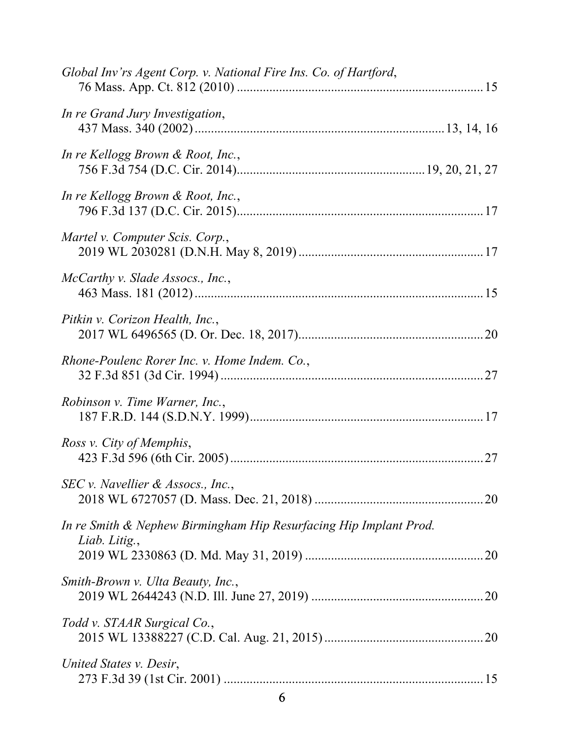*Global Inv'rs Agent Corp. v. National Fire Ins. Co. of Hartford*,
76 Mass. App. Ct. 812 (2010) ........................................................................... 15

*In re Grand Jury Investigation*,
437 Mass. 340 (2002) ........................................................................... 13, 14, 16

*In re Kellogg Brown & Root, Inc.*,
756 F.3d 754 (D.C. Cir. 2014)........................................................ 19, 20, 21, 27

*In re Kellogg Brown & Root, Inc.*,
796 F.3d 137 (D.C. Cir. 2015)........................................................................... 17

*Martel v. Computer Scis. Corp.*,
2019 WL 2030281 (D.N.H. May 8, 2019) ......................................................... 17

*McCarthy v. Slade Assocs., Inc.*,
463 Mass. 181 (2012) ......................................................................................... 15

*Pitkin v. Corizon Health, Inc.*,
2017 WL 6496565 (D. Or. Dec. 18, 2017)......................................................... 20

*Rhone-Poulenc Rorer Inc. v. Home Indem. Co.*,
32 F.3d 851 (3d Cir. 1994) ................................................................................. 27

*Robinson v. Time Warner, Inc.*,
187 F.R.D. 144 (S.D.N.Y. 1999)........................................................................ 17

*Ross v. City of Memphis*,
423 F.3d 596 (6th Cir. 2005) .............................................................................. 27

*SEC v. Navellier & Assocs., Inc.*,
2018 WL 6727057 (D. Mass. Dec. 21, 2018) .................................................... 20

*In re Smith & Nephew Birmingham Hip Resurfacing Hip Implant Prod. Liab. Litig.*,
2019 WL 2330863 (D. Md. May 31, 2019) ....................................................... 20

*Smith-Brown v. Ulta Beauty, Inc.*,
2019 WL 2644243 (N.D. Ill. June 27, 2019) ..................................................... 20

*Todd v. STAAR Surgical Co.*,
2015 WL 13388227 (C.D. Cal. Aug. 21, 2015) ................................................. 20

*United States v. Desir*,
273 F.3d 39 (1st Cir. 2001) ................................................................................ 15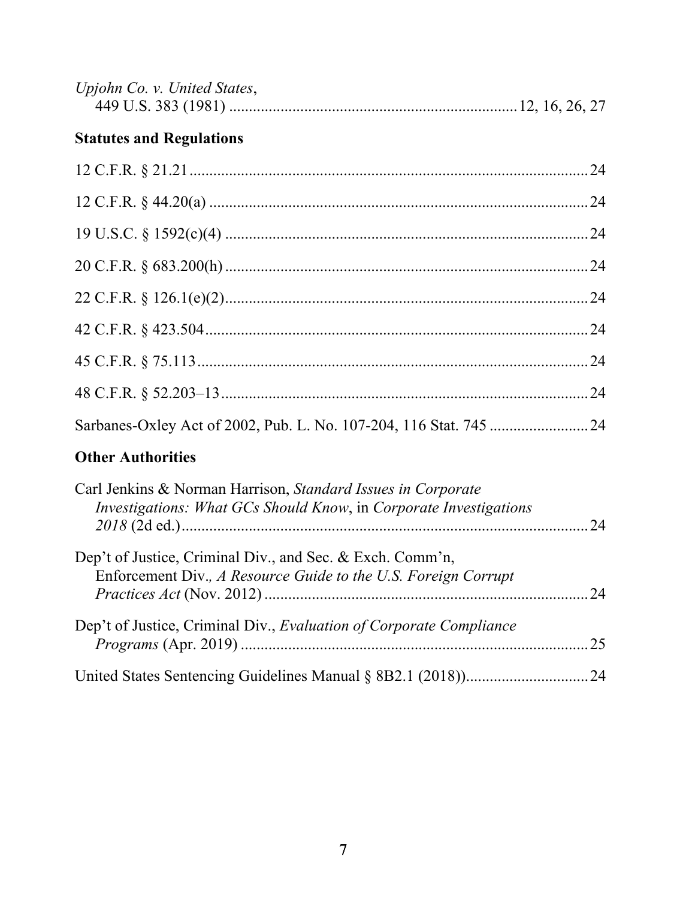*Upjohn Co. v. United States*,
449 U.S. 383 (1981) ........................................................................ 12, 16, 26, 27

**Statutes and Regulations**

12 C.F.R. § 21.21 ..................................................................................... 24

12 C.F.R. § 44.20(a) ................................................................................. 24

19 U.S.C. § 1592(c)(4) ............................................................................. 24

20 C.F.R. § 683.200(h) ............................................................................ 24

22 C.F.R. § 126.1(e)(2) ............................................................................ 24

42 C.F.R. § 423.504 ................................................................................. 24

45 C.F.R. § 75.113 ................................................................................... 24

48 C.F.R. § 52.203–13 ............................................................................. 24

Sarbanes-Oxley Act of 2002, Pub. L. No. 107-204, 116 Stat. 745 ......................... 24

**Other Authorities**

Carl Jenkins & Norman Harrison, *Standard Issues in Corporate Investigations: What GCs Should Know*, in *Corporate Investigations 2018* (2d ed.) ....................................................................................... 24

Dep't of Justice, Criminal Div., and Sec. & Exch. Comm'n, Enforcement Div.*, A Resource Guide to the U.S. Foreign Corrupt Practices Act* (Nov. 2012) ................................................................................. 24

Dep't of Justice, Criminal Div., *Evaluation of Corporate Compliance Programs* (Apr. 2019) ........................................................................ 25

United States Sentencing Guidelines Manual § 8B2.1 (2018)) ............................... 24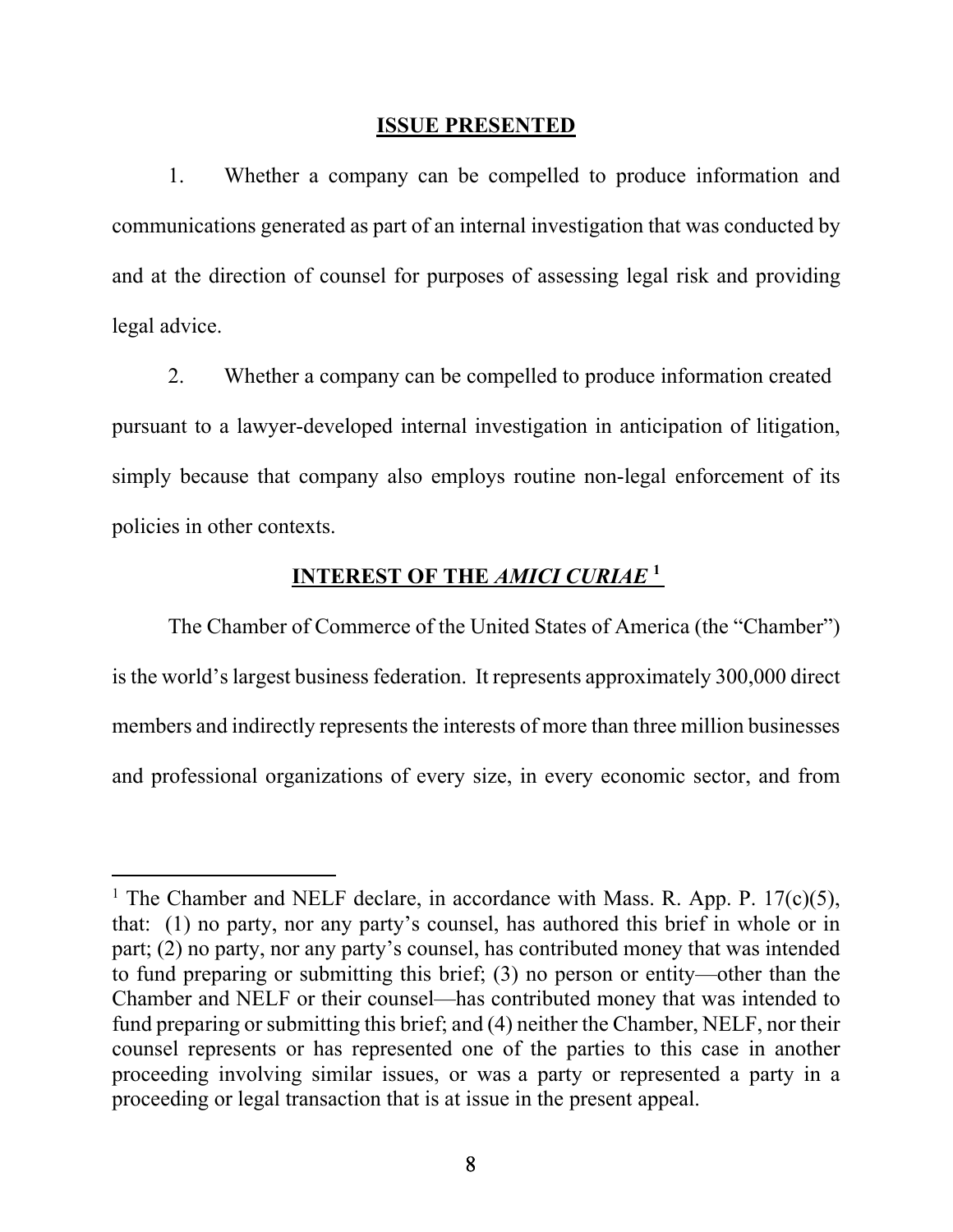## ISSUE PRESENTED

1. Whether a company can be compelled to produce information and communications generated as part of an internal investigation that was conducted by and at the direction of counsel for purposes of assessing legal risk and providing legal advice.

2. Whether a company can be compelled to produce information created pursuant to a lawyer-developed internal investigation in anticipation of litigation, simply because that company also employs routine non-legal enforcement of its policies in other contexts.

## INTEREST OF THE *AMICI CURIAE* [1]

The Chamber of Commerce of the United States of America (the "Chamber") is the world's largest business federation. It represents approximately 300,000 direct members and indirectly represents the interests of more than three million businesses and professional organizations of every size, in every economic sector, and from

---

[1] The Chamber and NELF declare, in accordance with Mass. R. App. P. 17(c)(5), that: (1) no party, nor any party's counsel, has authored this brief in whole or in part; (2) no party, nor any party's counsel, has contributed money that was intended to fund preparing or submitting this brief; (3) no person or entity—other than the Chamber and NELF or their counsel—has contributed money that was intended to fund preparing or submitting this brief; and (4) neither the Chamber, NELF, nor their counsel represents or has represented one of the parties to this case in another proceeding involving similar issues, or was a party or represented a party in a proceeding or legal transaction that is at issue in the present appeal.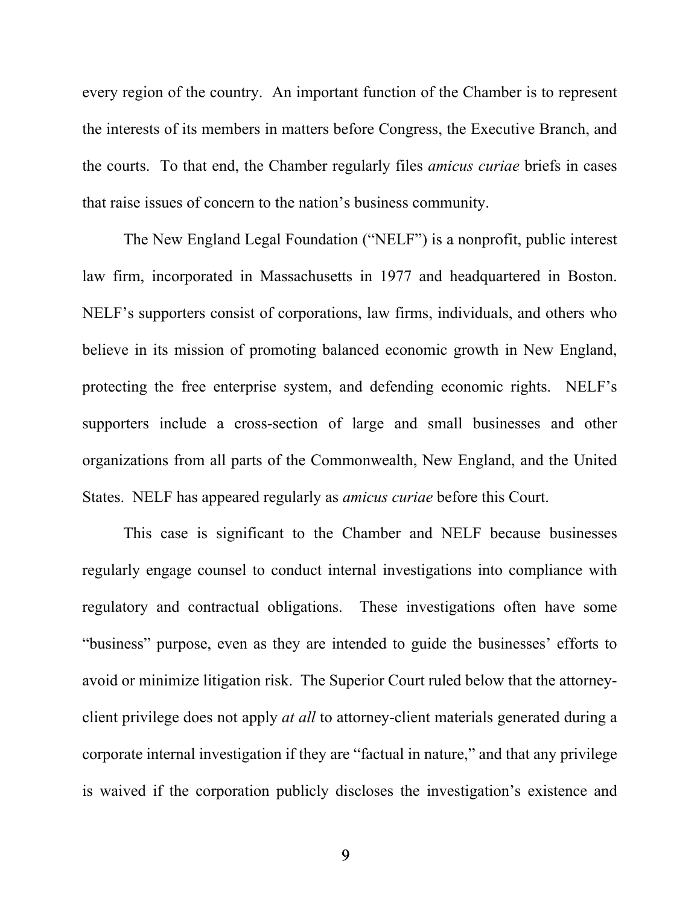every region of the country. An important function of the Chamber is to represent the interests of its members in matters before Congress, the Executive Branch, and the courts. To that end, the Chamber regularly files *amicus curiae* briefs in cases that raise issues of concern to the nation's business community.

The New England Legal Foundation ("NELF") is a nonprofit, public interest law firm, incorporated in Massachusetts in 1977 and headquartered in Boston. NELF's supporters consist of corporations, law firms, individuals, and others who believe in its mission of promoting balanced economic growth in New England, protecting the free enterprise system, and defending economic rights. NELF's supporters include a cross-section of large and small businesses and other organizations from all parts of the Commonwealth, New England, and the United States. NELF has appeared regularly as *amicus curiae* before this Court.

This case is significant to the Chamber and NELF because businesses regularly engage counsel to conduct internal investigations into compliance with regulatory and contractual obligations. These investigations often have some "business" purpose, even as they are intended to guide the businesses' efforts to avoid or minimize litigation risk. The Superior Court ruled below that the attorney-client privilege does not apply *at all* to attorney-client materials generated during a corporate internal investigation if they are "factual in nature," and that any privilege is waived if the corporation publicly discloses the investigation's existence and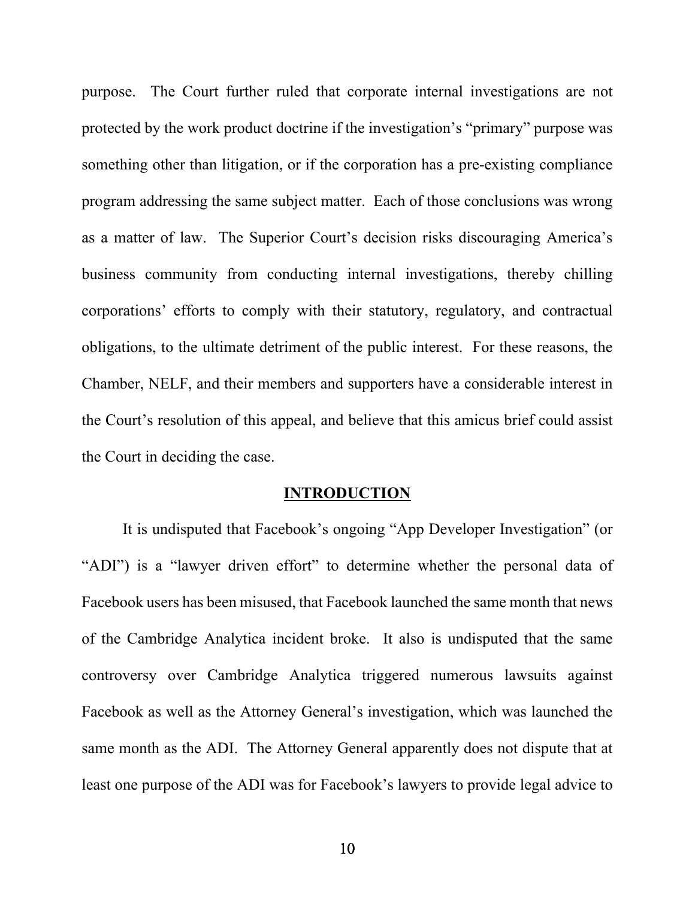purpose. The Court further ruled that corporate internal investigations are not protected by the work product doctrine if the investigation's "primary" purpose was something other than litigation, or if the corporation has a pre-existing compliance program addressing the same subject matter. Each of those conclusions was wrong as a matter of law. The Superior Court's decision risks discouraging America's business community from conducting internal investigations, thereby chilling corporations' efforts to comply with their statutory, regulatory, and contractual obligations, to the ultimate detriment of the public interest. For these reasons, the Chamber, NELF, and their members and supporters have a considerable interest in the Court's resolution of this appeal, and believe that this amicus brief could assist the Court in deciding the case.

## INTRODUCTION

It is undisputed that Facebook's ongoing "App Developer Investigation" (or "ADI") is a "lawyer driven effort" to determine whether the personal data of Facebook users has been misused, that Facebook launched the same month that news of the Cambridge Analytica incident broke. It also is undisputed that the same controversy over Cambridge Analytica triggered numerous lawsuits against Facebook as well as the Attorney General's investigation, which was launched the same month as the ADI. The Attorney General apparently does not dispute that at least one purpose of the ADI was for Facebook's lawyers to provide legal advice to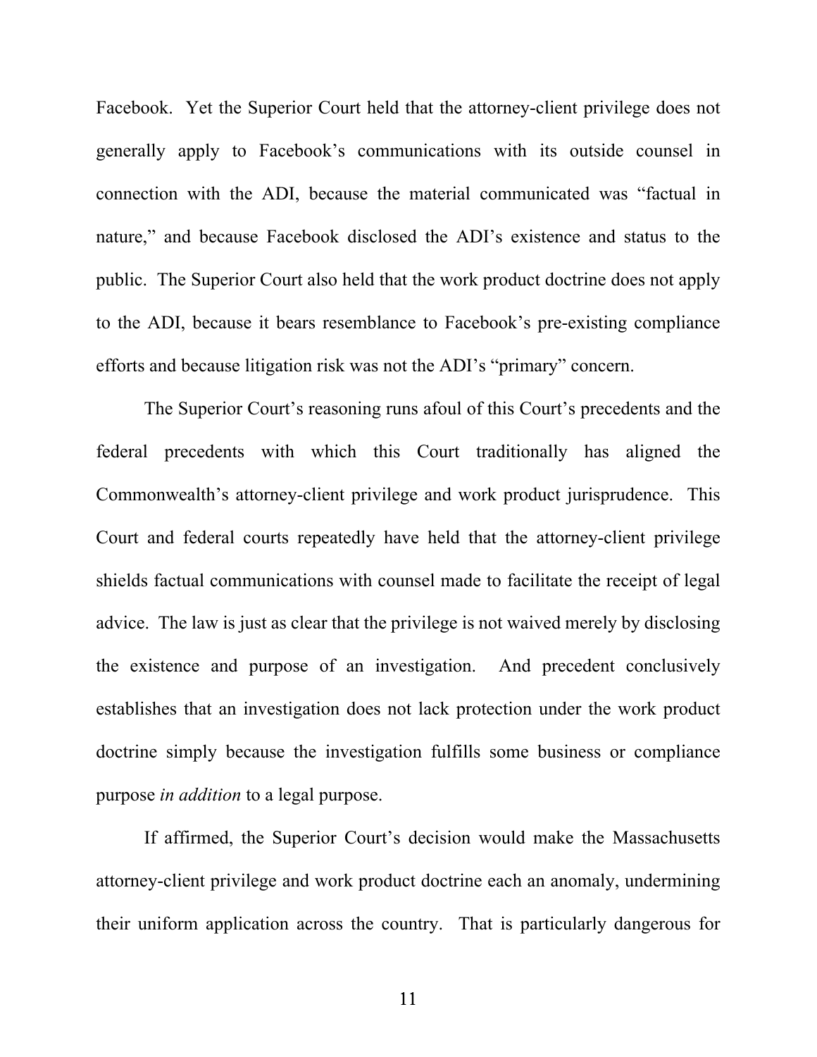Facebook. Yet the Superior Court held that the attorney-client privilege does not generally apply to Facebook's communications with its outside counsel in connection with the ADI, because the material communicated was "factual in nature," and because Facebook disclosed the ADI's existence and status to the public. The Superior Court also held that the work product doctrine does not apply to the ADI, because it bears resemblance to Facebook's pre-existing compliance efforts and because litigation risk was not the ADI's "primary" concern.

The Superior Court's reasoning runs afoul of this Court's precedents and the federal precedents with which this Court traditionally has aligned the Commonwealth's attorney-client privilege and work product jurisprudence. This Court and federal courts repeatedly have held that the attorney-client privilege shields factual communications with counsel made to facilitate the receipt of legal advice. The law is just as clear that the privilege is not waived merely by disclosing the existence and purpose of an investigation. And precedent conclusively establishes that an investigation does not lack protection under the work product doctrine simply because the investigation fulfills some business or compliance purpose *in addition* to a legal purpose.

If affirmed, the Superior Court's decision would make the Massachusetts attorney-client privilege and work product doctrine each an anomaly, undermining their uniform application across the country. That is particularly dangerous for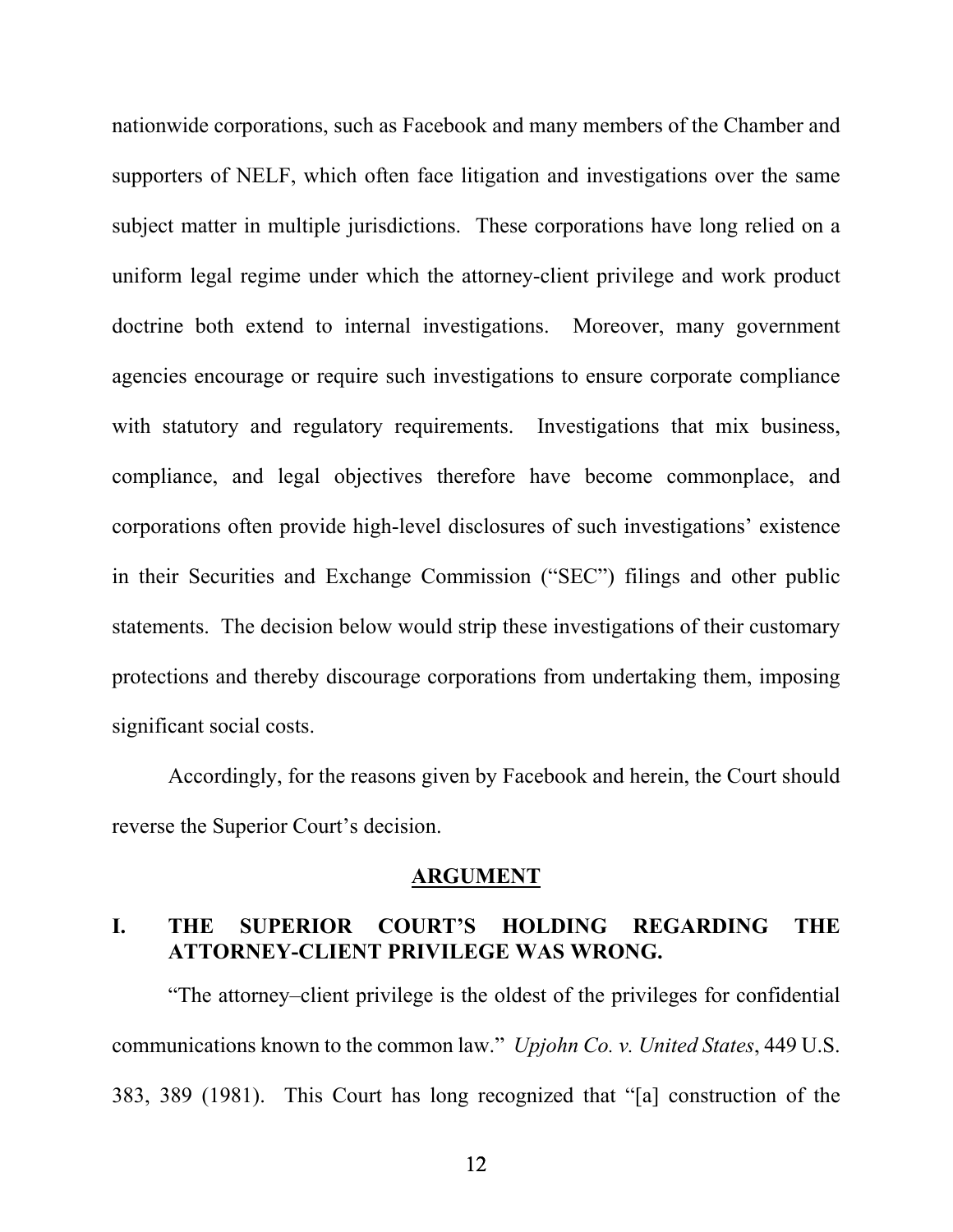nationwide corporations, such as Facebook and many members of the Chamber and supporters of NELF, which often face litigation and investigations over the same subject matter in multiple jurisdictions. These corporations have long relied on a uniform legal regime under which the attorney-client privilege and work product doctrine both extend to internal investigations. Moreover, many government agencies encourage or require such investigations to ensure corporate compliance with statutory and regulatory requirements. Investigations that mix business, compliance, and legal objectives therefore have become commonplace, and corporations often provide high-level disclosures of such investigations' existence in their Securities and Exchange Commission ("SEC") filings and other public statements. The decision below would strip these investigations of their customary protections and thereby discourage corporations from undertaking them, imposing significant social costs.

Accordingly, for the reasons given by Facebook and herein, the Court should reverse the Superior Court's decision.

## ARGUMENT

### I. THE SUPERIOR COURT'S HOLDING REGARDING THE ATTORNEY-CLIENT PRIVILEGE WAS WRONG.

"The attorney–client privilege is the oldest of the privileges for confidential communications known to the common law." *Upjohn Co. v. United States*, 449 U.S. 383, 389 (1981). This Court has long recognized that "[a] construction of the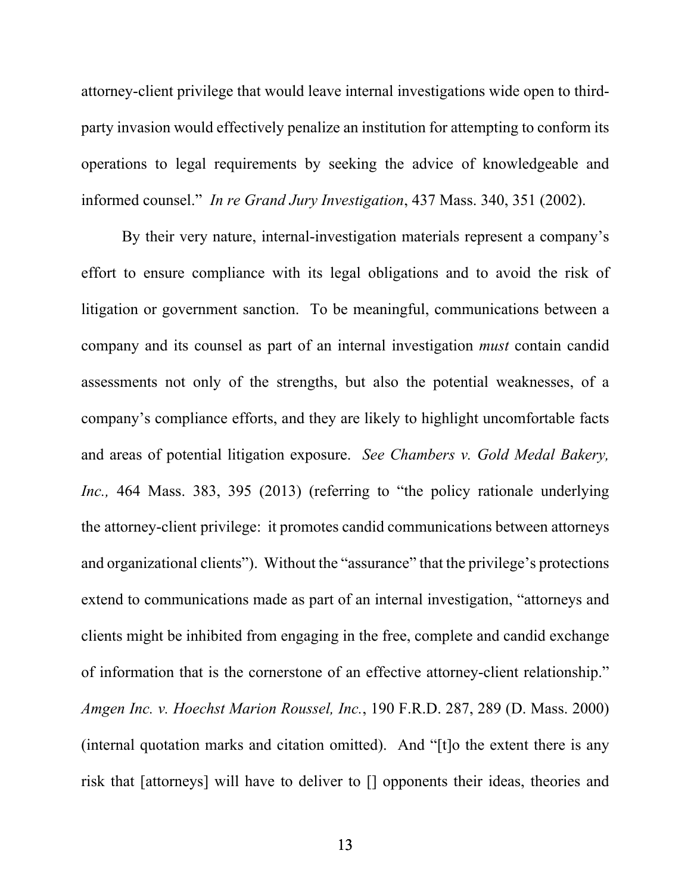attorney-client privilege that would leave internal investigations wide open to third-party invasion would effectively penalize an institution for attempting to conform its operations to legal requirements by seeking the advice of knowledgeable and informed counsel." *In re Grand Jury Investigation*, 437 Mass. 340, 351 (2002).

By their very nature, internal-investigation materials represent a company's effort to ensure compliance with its legal obligations and to avoid the risk of litigation or government sanction. To be meaningful, communications between a company and its counsel as part of an internal investigation *must* contain candid assessments not only of the strengths, but also the potential weaknesses, of a company's compliance efforts, and they are likely to highlight uncomfortable facts and areas of potential litigation exposure. *See Chambers v. Gold Medal Bakery, Inc.,* 464 Mass. 383, 395 (2013) (referring to "the policy rationale underlying the attorney-client privilege: it promotes candid communications between attorneys and organizational clients"). Without the "assurance" that the privilege's protections extend to communications made as part of an internal investigation, "attorneys and clients might be inhibited from engaging in the free, complete and candid exchange of information that is the cornerstone of an effective attorney-client relationship." *Amgen Inc. v. Hoechst Marion Roussel, Inc.*, 190 F.R.D. 287, 289 (D. Mass. 2000) (internal quotation marks and citation omitted). And "[t]o the extent there is any risk that [attorneys] will have to deliver to [] opponents their ideas, theories and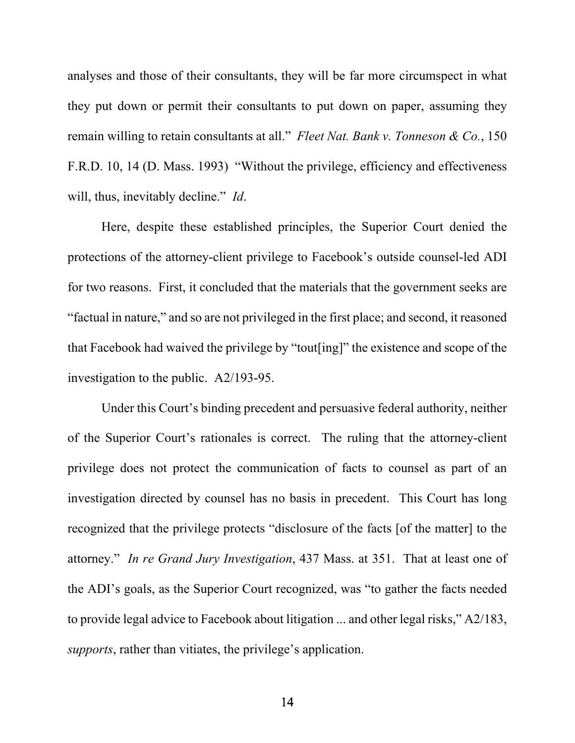analyses and those of their consultants, they will be far more circumspect in what they put down or permit their consultants to put down on paper, assuming they remain willing to retain consultants at all." *Fleet Nat. Bank v. Tonneson & Co.*, 150 F.R.D. 10, 14 (D. Mass. 1993) "Without the privilege, efficiency and effectiveness will, thus, inevitably decline." *Id*.

Here, despite these established principles, the Superior Court denied the protections of the attorney-client privilege to Facebook's outside counsel-led ADI for two reasons. First, it concluded that the materials that the government seeks are "factual in nature," and so are not privileged in the first place; and second, it reasoned that Facebook had waived the privilege by "tout[ing]" the existence and scope of the investigation to the public. A2/193-95.

Under this Court's binding precedent and persuasive federal authority, neither of the Superior Court's rationales is correct. The ruling that the attorney-client privilege does not protect the communication of facts to counsel as part of an investigation directed by counsel has no basis in precedent. This Court has long recognized that the privilege protects "disclosure of the facts [of the matter] to the attorney." *In re Grand Jury Investigation*, 437 Mass. at 351. That at least one of the ADI's goals, as the Superior Court recognized, was "to gather the facts needed to provide legal advice to Facebook about litigation ... and other legal risks," A2/183, *supports*, rather than vitiates, the privilege's application.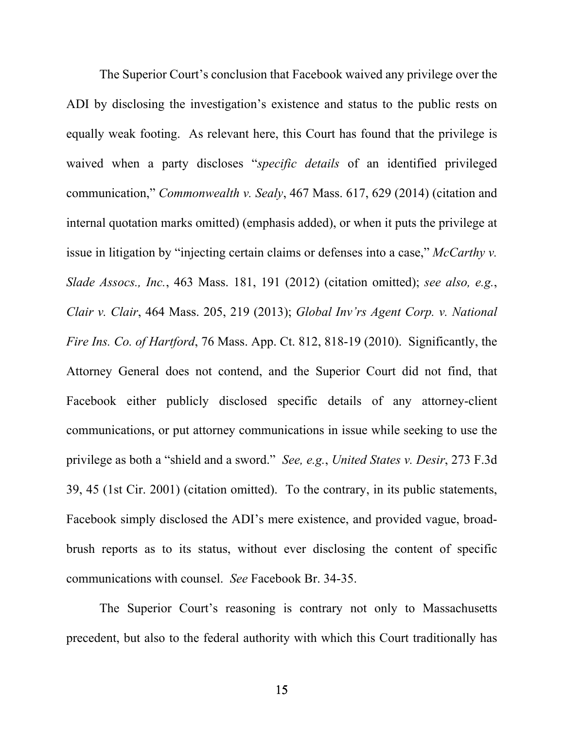The Superior Court's conclusion that Facebook waived any privilege over the ADI by disclosing the investigation's existence and status to the public rests on equally weak footing. As relevant here, this Court has found that the privilege is waived when a party discloses "*specific details* of an identified privileged communication," *Commonwealth v. Sealy*, 467 Mass. 617, 629 (2014) (citation and internal quotation marks omitted) (emphasis added), or when it puts the privilege at issue in litigation by "injecting certain claims or defenses into a case," *McCarthy v. Slade Assocs., Inc.*, 463 Mass. 181, 191 (2012) (citation omitted); *see also, e.g.*, *Clair v. Clair*, 464 Mass. 205, 219 (2013); *Global Inv'rs Agent Corp. v. National Fire Ins. Co. of Hartford*, 76 Mass. App. Ct. 812, 818-19 (2010). Significantly, the Attorney General does not contend, and the Superior Court did not find, that Facebook either publicly disclosed specific details of any attorney-client communications, or put attorney communications in issue while seeking to use the privilege as both a "shield and a sword." *See, e.g.*, *United States v. Desir*, 273 F.3d 39, 45 (1st Cir. 2001) (citation omitted). To the contrary, in its public statements, Facebook simply disclosed the ADI's mere existence, and provided vague, broad-brush reports as to its status, without ever disclosing the content of specific communications with counsel. *See* Facebook Br. 34-35.

The Superior Court's reasoning is contrary not only to Massachusetts precedent, but also to the federal authority with which this Court traditionally has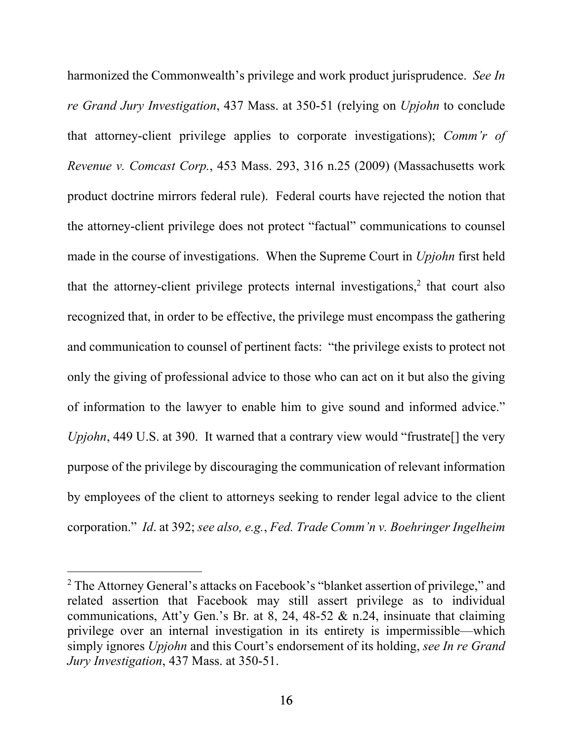harmonized the Commonwealth's privilege and work product jurisprudence. *See In re Grand Jury Investigation*, 437 Mass. at 350-51 (relying on *Upjohn* to conclude that attorney-client privilege applies to corporate investigations); *Comm'r of Revenue v. Comcast Corp.*, 453 Mass. 293, 316 n.25 (2009) (Massachusetts work product doctrine mirrors federal rule). Federal courts have rejected the notion that the attorney-client privilege does not protect "factual" communications to counsel made in the course of investigations. When the Supreme Court in *Upjohn* first held that the attorney-client privilege protects internal investigations,[2] that court also recognized that, in order to be effective, the privilege must encompass the gathering and communication to counsel of pertinent facts: "the privilege exists to protect not only the giving of professional advice to those who can act on it but also the giving of information to the lawyer to enable him to give sound and informed advice." *Upjohn*, 449 U.S. at 390. It warned that a contrary view would "frustrate[] the very purpose of the privilege by discouraging the communication of relevant information by employees of the client to attorneys seeking to render legal advice to the client corporation." *Id*. at 392; *see also, e.g.*, *Fed. Trade Comm'n v. Boehringer Ingelheim*

---

[2] The Attorney General's attacks on Facebook's "blanket assertion of privilege," and related assertion that Facebook may still assert privilege as to individual communications, Att'y Gen.'s Br. at 8, 24, 48-52 & n.24, insinuate that claiming privilege over an internal investigation in its entirety is impermissible—which simply ignores *Upjohn* and this Court's endorsement of its holding, *see In re Grand Jury Investigation*, 437 Mass. at 350-51.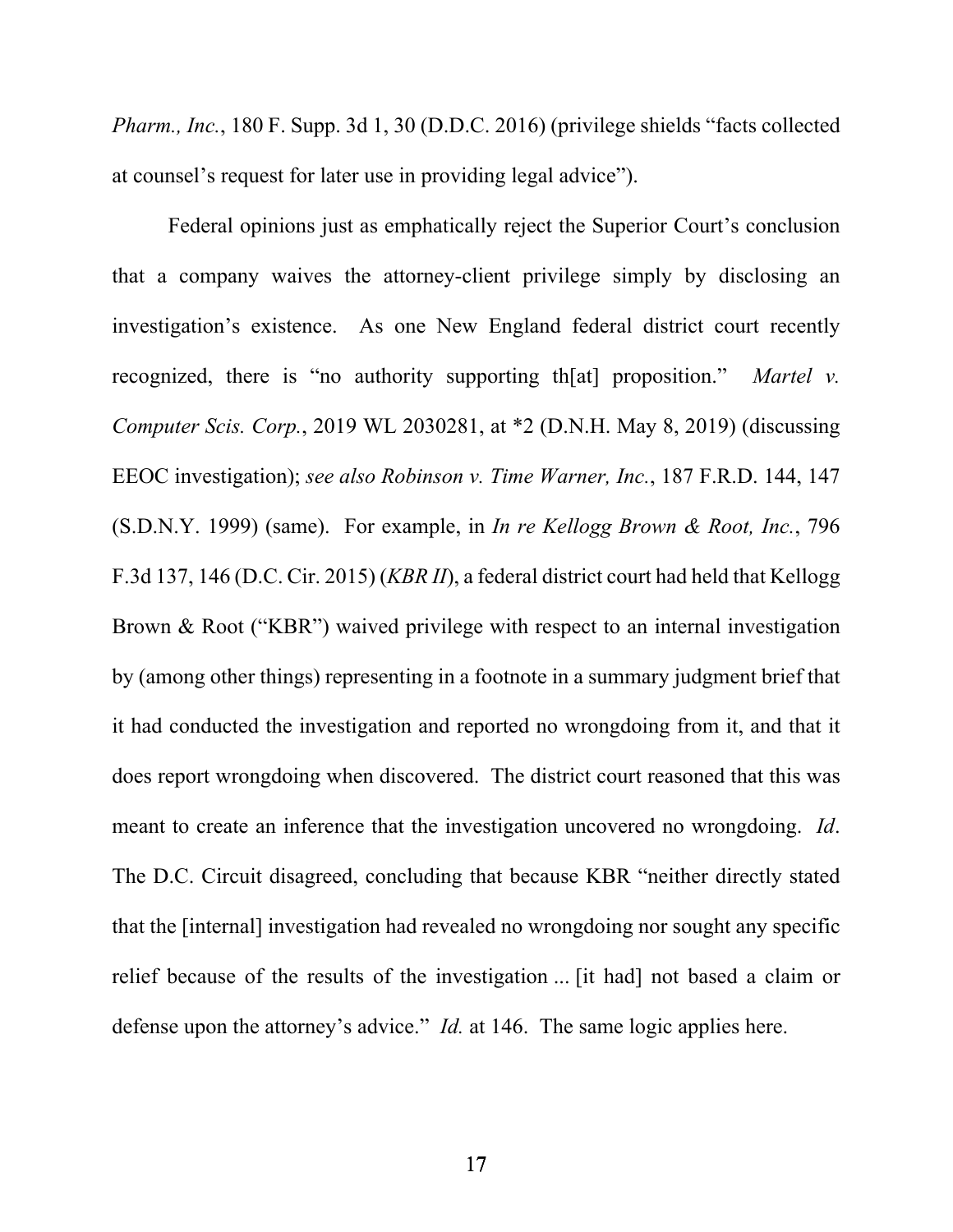*Pharm., Inc.*, 180 F. Supp. 3d 1, 30 (D.D.C. 2016) (privilege shields "facts collected at counsel's request for later use in providing legal advice").

Federal opinions just as emphatically reject the Superior Court's conclusion that a company waives the attorney-client privilege simply by disclosing an investigation's existence. As one New England federal district court recently recognized, there is "no authority supporting th[at] proposition." *Martel v. Computer Scis. Corp.*, 2019 WL 2030281, at *2 (D.N.H. May 8, 2019) (discussing EEOC investigation); *see also Robinson v. Time Warner, Inc.*, 187 F.R.D. 144, 147 (S.D.N.Y. 1999) (same). For example, in *In re Kellogg Brown & Root, Inc.*, 796 F.3d 137, 146 (D.C. Cir. 2015) (*KBR II*), a federal district court had held that Kellogg Brown & Root ("KBR") waived privilege with respect to an internal investigation by (among other things) representing in a footnote in a summary judgment brief that it had conducted the investigation and reported no wrongdoing from it, and that it does report wrongdoing when discovered. The district court reasoned that this was meant to create an inference that the investigation uncovered no wrongdoing. *Id*. The D.C. Circuit disagreed, concluding that because KBR "neither directly stated that the [internal] investigation had revealed no wrongdoing nor sought any specific relief because of the results of the investigation ... [it had] not based a claim or defense upon the attorney's advice." *Id.* at 146. The same logic applies here.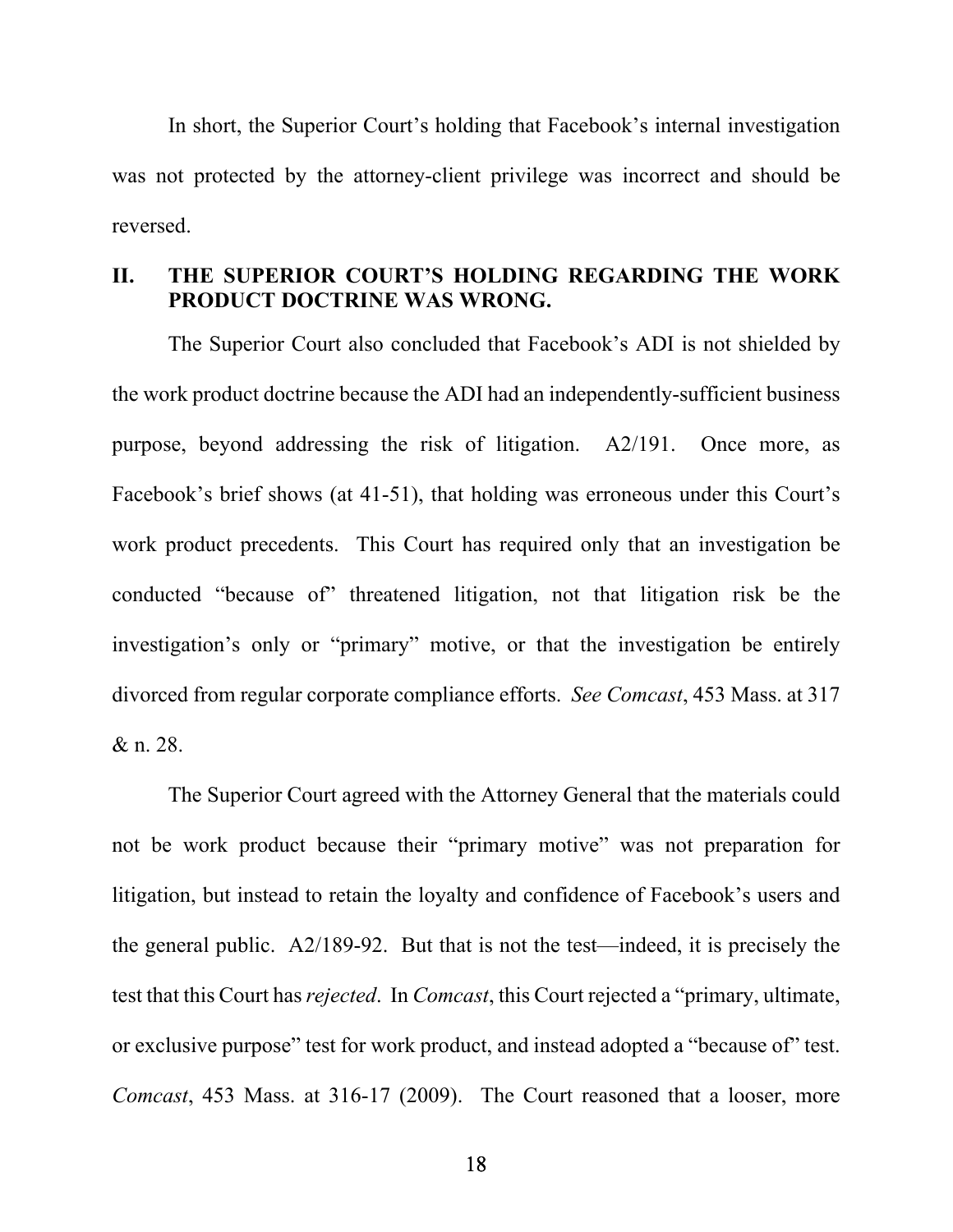In short, the Superior Court's holding that Facebook's internal investigation was not protected by the attorney-client privilege was incorrect and should be reversed.

## II. THE SUPERIOR COURT'S HOLDING REGARDING THE WORK PRODUCT DOCTRINE WAS WRONG.

The Superior Court also concluded that Facebook's ADI is not shielded by the work product doctrine because the ADI had an independently-sufficient business purpose, beyond addressing the risk of litigation. A2/191. Once more, as Facebook's brief shows (at 41-51), that holding was erroneous under this Court's work product precedents. This Court has required only that an investigation be conducted "because of" threatened litigation, not that litigation risk be the investigation's only or "primary" motive, or that the investigation be entirely divorced from regular corporate compliance efforts. *See Comcast*, 453 Mass. at 317 & n. 28.

The Superior Court agreed with the Attorney General that the materials could not be work product because their "primary motive" was not preparation for litigation, but instead to retain the loyalty and confidence of Facebook's users and the general public. A2/189-92. But that is not the test—indeed, it is precisely the test that this Court has *rejected*. In *Comcast*, this Court rejected a "primary, ultimate, or exclusive purpose" test for work product, and instead adopted a "because of" test. *Comcast*, 453 Mass. at 316-17 (2009). The Court reasoned that a looser, more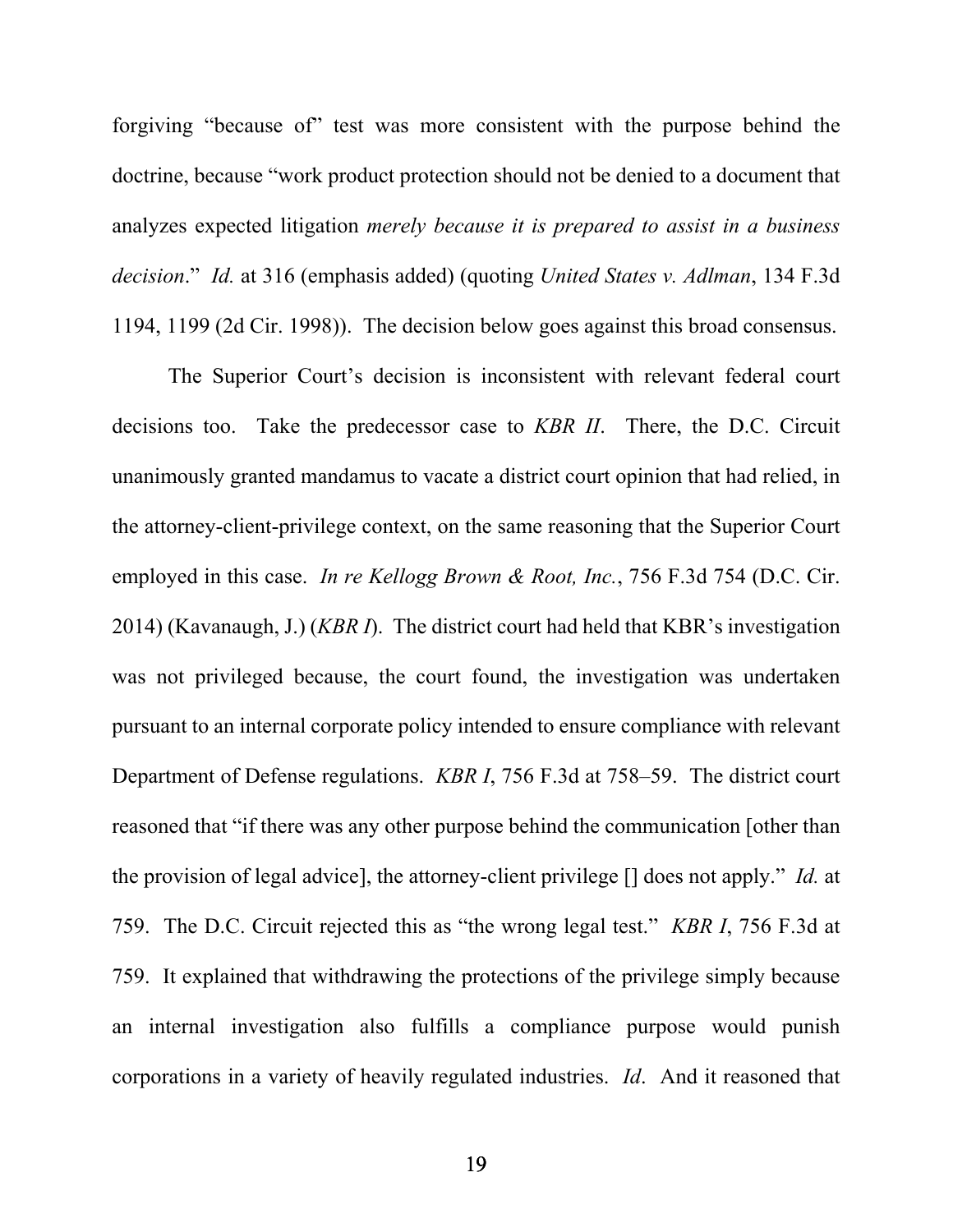forgiving "because of" test was more consistent with the purpose behind the doctrine, because "work product protection should not be denied to a document that analyzes expected litigation *merely because it is prepared to assist in a business decision*." *Id.* at 316 (emphasis added) (quoting *United States v. Adlman*, 134 F.3d 1194, 1199 (2d Cir. 1998)). The decision below goes against this broad consensus.

The Superior Court's decision is inconsistent with relevant federal court decisions too. Take the predecessor case to *KBR II*. There, the D.C. Circuit unanimously granted mandamus to vacate a district court opinion that had relied, in the attorney-client-privilege context, on the same reasoning that the Superior Court employed in this case. *In re Kellogg Brown & Root, Inc.*, 756 F.3d 754 (D.C. Cir. 2014) (Kavanaugh, J.) (*KBR I*). The district court had held that KBR's investigation was not privileged because, the court found, the investigation was undertaken pursuant to an internal corporate policy intended to ensure compliance with relevant Department of Defense regulations. *KBR I*, 756 F.3d at 758–59. The district court reasoned that "if there was any other purpose behind the communication [other than the provision of legal advice], the attorney-client privilege [] does not apply." *Id.* at 759. The D.C. Circuit rejected this as "the wrong legal test." *KBR I*, 756 F.3d at 759. It explained that withdrawing the protections of the privilege simply because an internal investigation also fulfills a compliance purpose would punish corporations in a variety of heavily regulated industries. *Id*. And it reasoned that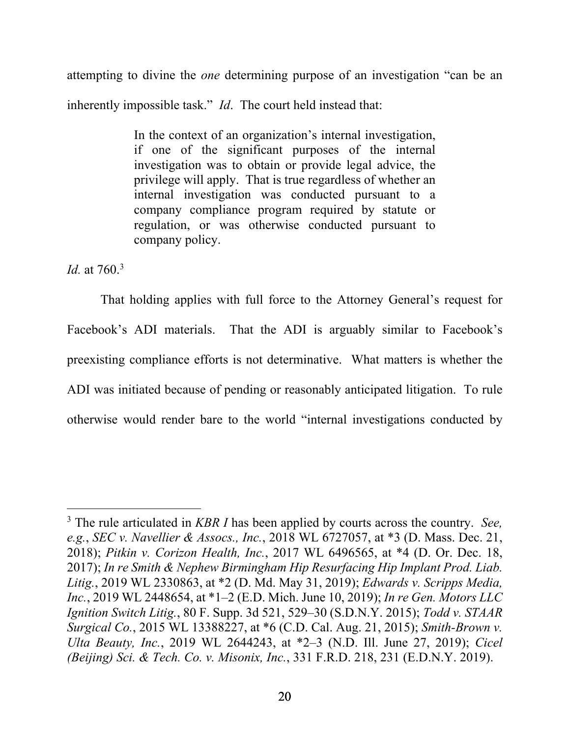attempting to divine the *one* determining purpose of an investigation "can be an inherently impossible task." *Id*. The court held instead that:

> In the context of an organization's internal investigation, if one of the significant purposes of the internal investigation was to obtain or provide legal advice, the privilege will apply. That is true regardless of whether an internal investigation was conducted pursuant to a company compliance program required by statute or regulation, or was otherwise conducted pursuant to company policy.

*Id.* at 760.[3]

That holding applies with full force to the Attorney General's request for Facebook's ADI materials. That the ADI is arguably similar to Facebook's preexisting compliance efforts is not determinative. What matters is whether the ADI was initiated because of pending or reasonably anticipated litigation. To rule otherwise would render bare to the world "internal investigations conducted by

---

[3] The rule articulated in *KBR I* has been applied by courts across the country. *See, e.g.*, *SEC v. Navellier & Assocs., Inc.*, 2018 WL 6727057, at \*3 (D. Mass. Dec. 21, 2018); *Pitkin v. Corizon Health, Inc.*, 2017 WL 6496565, at \*4 (D. Or. Dec. 18, 2017); *In re Smith & Nephew Birmingham Hip Resurfacing Hip Implant Prod. Liab. Litig.*, 2019 WL 2330863, at \*2 (D. Md. May 31, 2019); *Edwards v. Scripps Media, Inc.*, 2019 WL 2448654, at \*1–2 (E.D. Mich. June 10, 2019); *In re Gen. Motors LLC Ignition Switch Litig.*, 80 F. Supp. 3d 521, 529–30 (S.D.N.Y. 2015); *Todd v. STAAR Surgical Co.*, 2015 WL 13388227, at \*6 (C.D. Cal. Aug. 21, 2015); *Smith-Brown v. Ulta Beauty, Inc.*, 2019 WL 2644243, at \*2–3 (N.D. Ill. June 27, 2019); *Cicel (Beijing) Sci. & Tech. Co. v. Misonix, Inc.*, 331 F.R.D. 218, 231 (E.D.N.Y. 2019).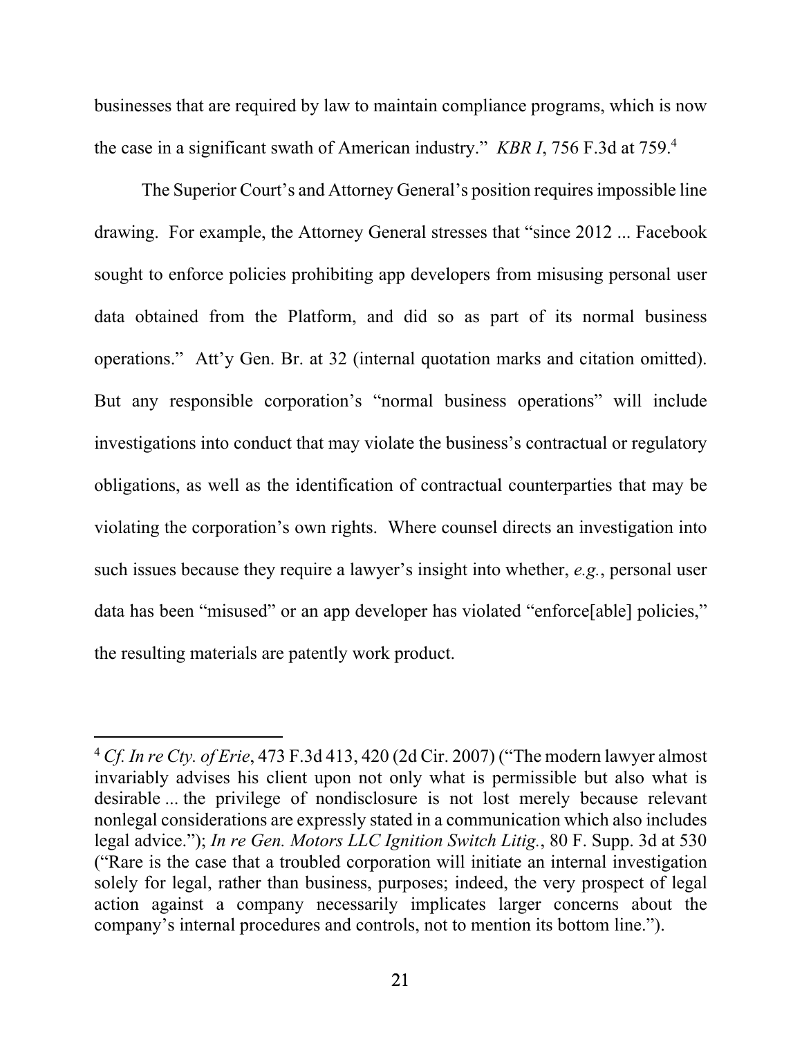businesses that are required by law to maintain compliance programs, which is now the case in a significant swath of American industry." *KBR I*, 756 F.3d at 759.[4]

The Superior Court's and Attorney General's position requires impossible line drawing. For example, the Attorney General stresses that "since 2012 ... Facebook sought to enforce policies prohibiting app developers from misusing personal user data obtained from the Platform, and did so as part of its normal business operations." Att'y Gen. Br. at 32 (internal quotation marks and citation omitted). But any responsible corporation's "normal business operations" will include investigations into conduct that may violate the business's contractual or regulatory obligations, as well as the identification of contractual counterparties that may be violating the corporation's own rights. Where counsel directs an investigation into such issues because they require a lawyer's insight into whether, *e.g.*, personal user data has been "misused" or an app developer has violated "enforce[able] policies," the resulting materials are patently work product.

---

[4] *Cf. In re Cty. of Erie*, 473 F.3d 413, 420 (2d Cir. 2007) ("The modern lawyer almost invariably advises his client upon not only what is permissible but also what is desirable ... the privilege of nondisclosure is not lost merely because relevant nonlegal considerations are expressly stated in a communication which also includes legal advice."); *In re Gen. Motors LLC Ignition Switch Litig.*, 80 F. Supp. 3d at 530 ("Rare is the case that a troubled corporation will initiate an internal investigation solely for legal, rather than business, purposes; indeed, the very prospect of legal action against a company necessarily implicates larger concerns about the company's internal procedures and controls, not to mention its bottom line.").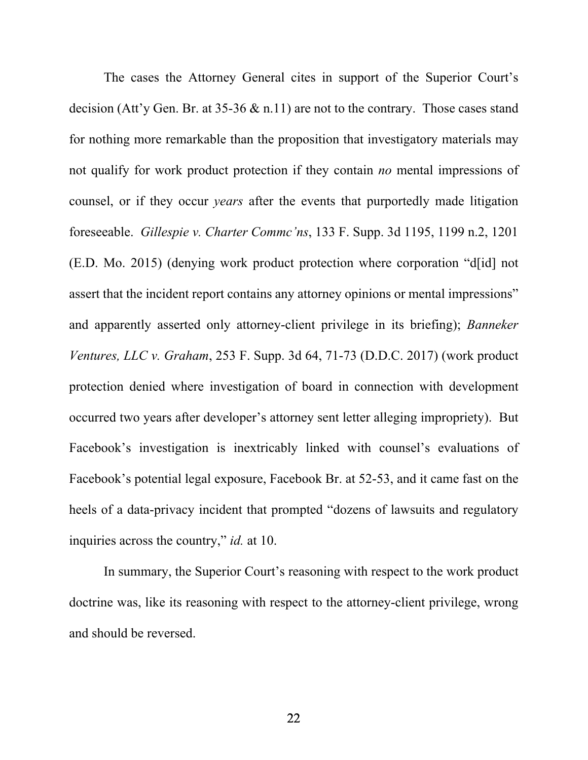The cases the Attorney General cites in support of the Superior Court's decision (Att'y Gen. Br. at 35-36 & n.11) are not to the contrary. Those cases stand for nothing more remarkable than the proposition that investigatory materials may not qualify for work product protection if they contain *no* mental impressions of counsel, or if they occur *years* after the events that purportedly made litigation foreseeable. *Gillespie v. Charter Commc'ns*, 133 F. Supp. 3d 1195, 1199 n.2, 1201 (E.D. Mo. 2015) (denying work product protection where corporation "d[id] not assert that the incident report contains any attorney opinions or mental impressions" and apparently asserted only attorney-client privilege in its briefing); *Banneker Ventures, LLC v. Graham*, 253 F. Supp. 3d 64, 71-73 (D.D.C. 2017) (work product protection denied where investigation of board in connection with development occurred two years after developer's attorney sent letter alleging impropriety). But Facebook's investigation is inextricably linked with counsel's evaluations of Facebook's potential legal exposure, Facebook Br. at 52-53, and it came fast on the heels of a data-privacy incident that prompted "dozens of lawsuits and regulatory inquiries across the country," *id.* at 10.

In summary, the Superior Court's reasoning with respect to the work product doctrine was, like its reasoning with respect to the attorney-client privilege, wrong and should be reversed.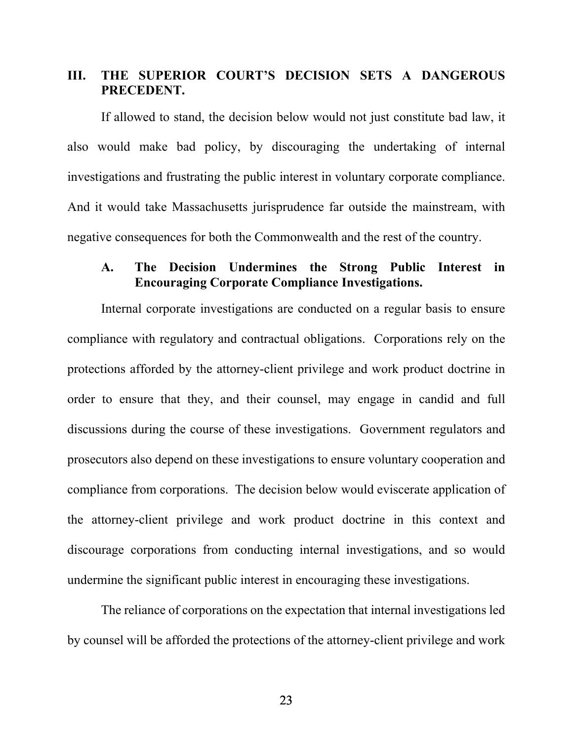## III. THE SUPERIOR COURT'S DECISION SETS A DANGEROUS PRECEDENT.

If allowed to stand, the decision below would not just constitute bad law, it also would make bad policy, by discouraging the undertaking of internal investigations and frustrating the public interest in voluntary corporate compliance. And it would take Massachusetts jurisprudence far outside the mainstream, with negative consequences for both the Commonwealth and the rest of the country.

### A. The Decision Undermines the Strong Public Interest in Encouraging Corporate Compliance Investigations.

Internal corporate investigations are conducted on a regular basis to ensure compliance with regulatory and contractual obligations. Corporations rely on the protections afforded by the attorney-client privilege and work product doctrine in order to ensure that they, and their counsel, may engage in candid and full discussions during the course of these investigations. Government regulators and prosecutors also depend on these investigations to ensure voluntary cooperation and compliance from corporations. The decision below would eviscerate application of the attorney-client privilege and work product doctrine in this context and discourage corporations from conducting internal investigations, and so would undermine the significant public interest in encouraging these investigations.

The reliance of corporations on the expectation that internal investigations led by counsel will be afforded the protections of the attorney-client privilege and work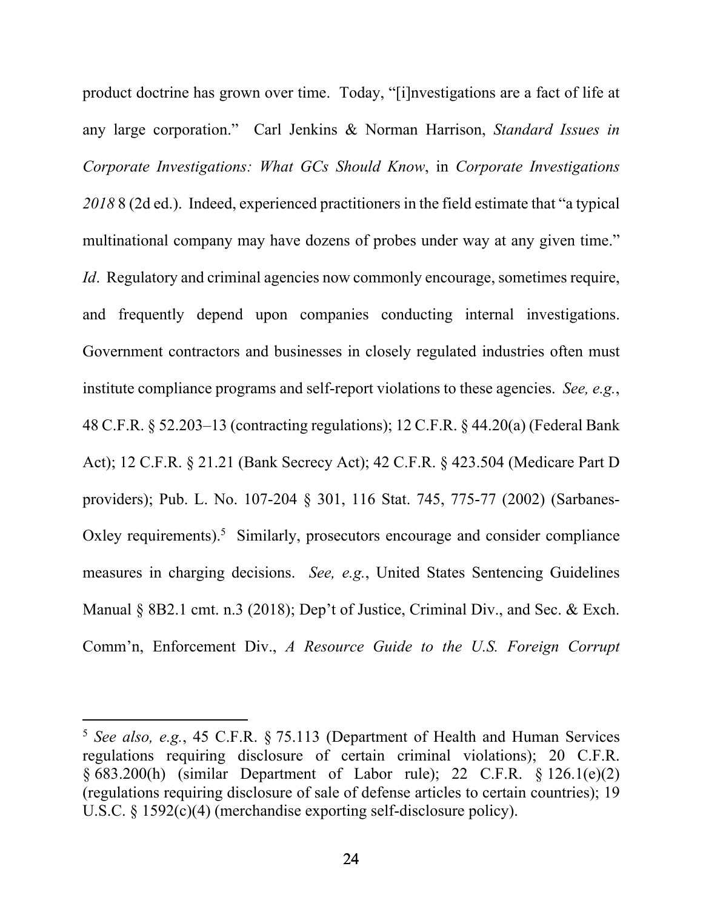product doctrine has grown over time. Today, "[i]nvestigations are a fact of life at any large corporation." Carl Jenkins & Norman Harrison, *Standard Issues in Corporate Investigations: What GCs Should Know*, in *Corporate Investigations 2018* 8 (2d ed.). Indeed, experienced practitioners in the field estimate that "a typical multinational company may have dozens of probes under way at any given time." *Id*. Regulatory and criminal agencies now commonly encourage, sometimes require, and frequently depend upon companies conducting internal investigations. Government contractors and businesses in closely regulated industries often must institute compliance programs and self-report violations to these agencies. *See, e.g.*, 48 C.F.R. § 52.203–13 (contracting regulations); 12 C.F.R. § 44.20(a) (Federal Bank Act); 12 C.F.R. § 21.21 (Bank Secrecy Act); 42 C.F.R. § 423.504 (Medicare Part D providers); Pub. L. No. 107-204 § 301, 116 Stat. 745, 775-77 (2002) (Sarbanes-Oxley requirements).[5] Similarly, prosecutors encourage and consider compliance measures in charging decisions. *See, e.g.*, United States Sentencing Guidelines Manual § 8B2.1 cmt. n.3 (2018); Dep't of Justice, Criminal Div., and Sec. & Exch. Comm'n, Enforcement Div., *A Resource Guide to the U.S. Foreign Corrupt*

---

[5] *See also, e.g.*, 45 C.F.R. § 75.113 (Department of Health and Human Services regulations requiring disclosure of certain criminal violations); 20 C.F.R. § 683.200(h) (similar Department of Labor rule); 22 C.F.R. § 126.1(e)(2) (regulations requiring disclosure of sale of defense articles to certain countries); 19 U.S.C. § 1592(c)(4) (merchandise exporting self-disclosure policy).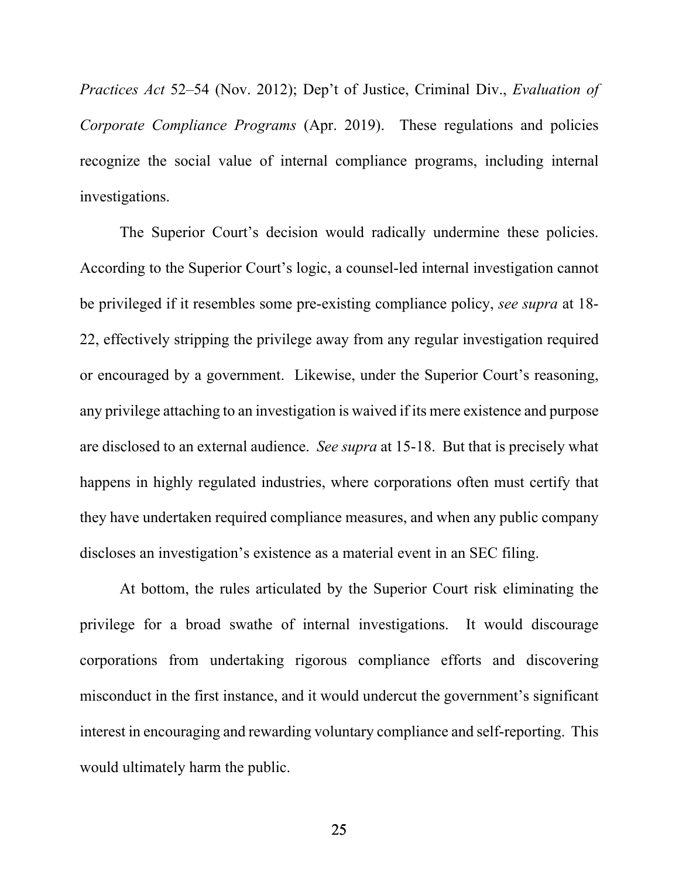*Practices Act* 52–54 (Nov. 2012); Dep't of Justice, Criminal Div., *Evaluation of Corporate Compliance Programs* (Apr. 2019). These regulations and policies recognize the social value of internal compliance programs, including internal investigations.

The Superior Court's decision would radically undermine these policies. According to the Superior Court's logic, a counsel-led internal investigation cannot be privileged if it resembles some pre-existing compliance policy, *see supra* at 18-22, effectively stripping the privilege away from any regular investigation required or encouraged by a government. Likewise, under the Superior Court's reasoning, any privilege attaching to an investigation is waived if its mere existence and purpose are disclosed to an external audience. *See supra* at 15-18. But that is precisely what happens in highly regulated industries, where corporations often must certify that they have undertaken required compliance measures, and when any public company discloses an investigation's existence as a material event in an SEC filing.

At bottom, the rules articulated by the Superior Court risk eliminating the privilege for a broad swathe of internal investigations. It would discourage corporations from undertaking rigorous compliance efforts and discovering misconduct in the first instance, and it would undercut the government's significant interest in encouraging and rewarding voluntary compliance and self-reporting. This would ultimately harm the public.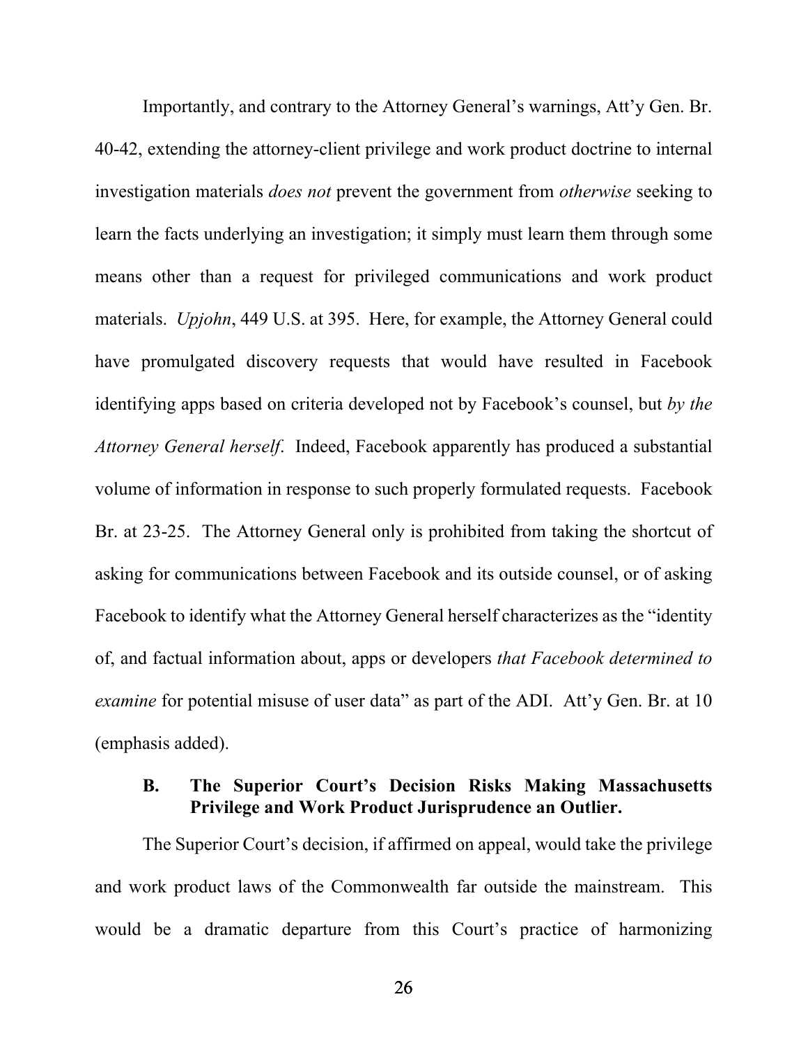Importantly, and contrary to the Attorney General's warnings, Att'y Gen. Br. 40-42, extending the attorney-client privilege and work product doctrine to internal investigation materials *does not* prevent the government from *otherwise* seeking to learn the facts underlying an investigation; it simply must learn them through some means other than a request for privileged communications and work product materials. *Upjohn*, 449 U.S. at 395. Here, for example, the Attorney General could have promulgated discovery requests that would have resulted in Facebook identifying apps based on criteria developed not by Facebook's counsel, but *by the Attorney General herself*. Indeed, Facebook apparently has produced a substantial volume of information in response to such properly formulated requests. Facebook Br. at 23-25. The Attorney General only is prohibited from taking the shortcut of asking for communications between Facebook and its outside counsel, or of asking Facebook to identify what the Attorney General herself characterizes as the "identity of, and factual information about, apps or developers *that Facebook determined to examine* for potential misuse of user data" as part of the ADI. Att'y Gen. Br. at 10 (emphasis added).

### B. The Superior Court's Decision Risks Making Massachusetts Privilege and Work Product Jurisprudence an Outlier.

The Superior Court's decision, if affirmed on appeal, would take the privilege and work product laws of the Commonwealth far outside the mainstream. This would be a dramatic departure from this Court's practice of harmonizing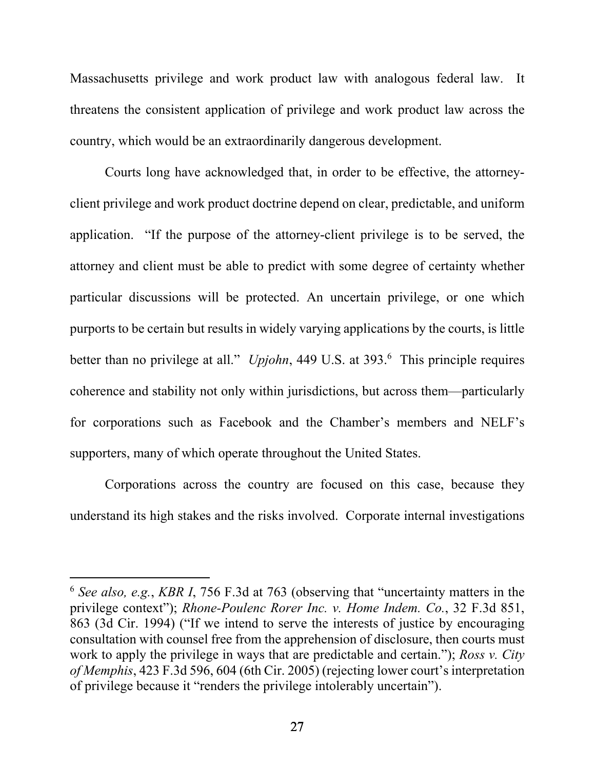Massachusetts privilege and work product law with analogous federal law. It threatens the consistent application of privilege and work product law across the country, which would be an extraordinarily dangerous development.

Courts long have acknowledged that, in order to be effective, the attorney-client privilege and work product doctrine depend on clear, predictable, and uniform application. "If the purpose of the attorney-client privilege is to be served, the attorney and client must be able to predict with some degree of certainty whether particular discussions will be protected. An uncertain privilege, or one which purports to be certain but results in widely varying applications by the courts, is little better than no privilege at all." *Upjohn*, 449 U.S. at 393.[6] This principle requires coherence and stability not only within jurisdictions, but across them—particularly for corporations such as Facebook and the Chamber's members and NELF's supporters, many of which operate throughout the United States.

Corporations across the country are focused on this case, because they understand its high stakes and the risks involved. Corporate internal investigations

---

[6] *See also, e.g.*, *KBR I*, 756 F.3d at 763 (observing that "uncertainty matters in the privilege context"); *Rhone-Poulenc Rorer Inc. v. Home Indem. Co.*, 32 F.3d 851, 863 (3d Cir. 1994) ("If we intend to serve the interests of justice by encouraging consultation with counsel free from the apprehension of disclosure, then courts must work to apply the privilege in ways that are predictable and certain."); *Ross v. City of Memphis*, 423 F.3d 596, 604 (6th Cir. 2005) (rejecting lower court's interpretation of privilege because it "renders the privilege intolerably uncertain").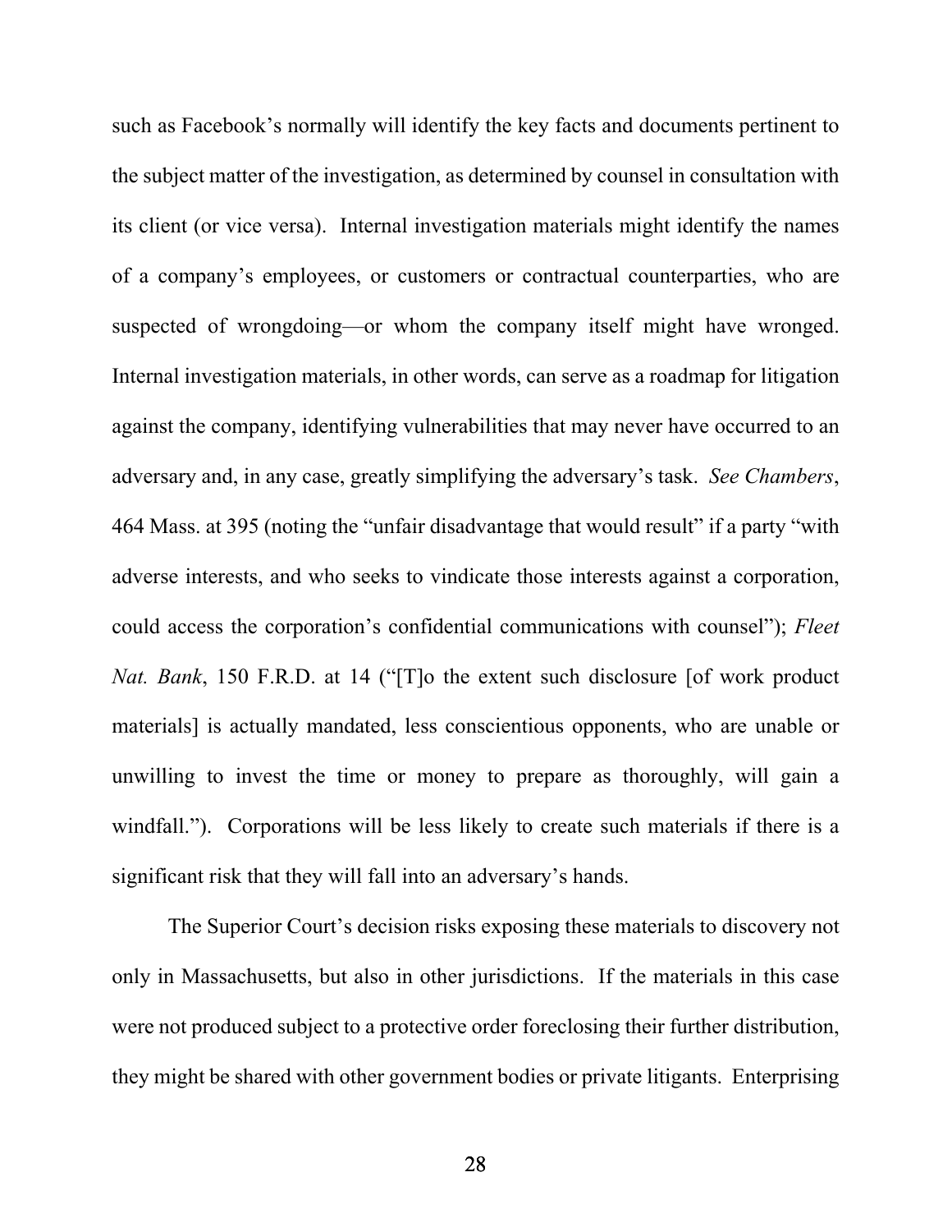such as Facebook's normally will identify the key facts and documents pertinent to the subject matter of the investigation, as determined by counsel in consultation with its client (or vice versa). Internal investigation materials might identify the names of a company's employees, or customers or contractual counterparties, who are suspected of wrongdoing—or whom the company itself might have wronged. Internal investigation materials, in other words, can serve as a roadmap for litigation against the company, identifying vulnerabilities that may never have occurred to an adversary and, in any case, greatly simplifying the adversary's task. *See Chambers*, 464 Mass. at 395 (noting the "unfair disadvantage that would result" if a party "with adverse interests, and who seeks to vindicate those interests against a corporation, could access the corporation's confidential communications with counsel"); *Fleet Nat. Bank*, 150 F.R.D. at 14 ("[T]o the extent such disclosure [of work product materials] is actually mandated, less conscientious opponents, who are unable or unwilling to invest the time or money to prepare as thoroughly, will gain a windfall."). Corporations will be less likely to create such materials if there is a significant risk that they will fall into an adversary's hands.

The Superior Court's decision risks exposing these materials to discovery not only in Massachusetts, but also in other jurisdictions. If the materials in this case were not produced subject to a protective order foreclosing their further distribution, they might be shared with other government bodies or private litigants. Enterprising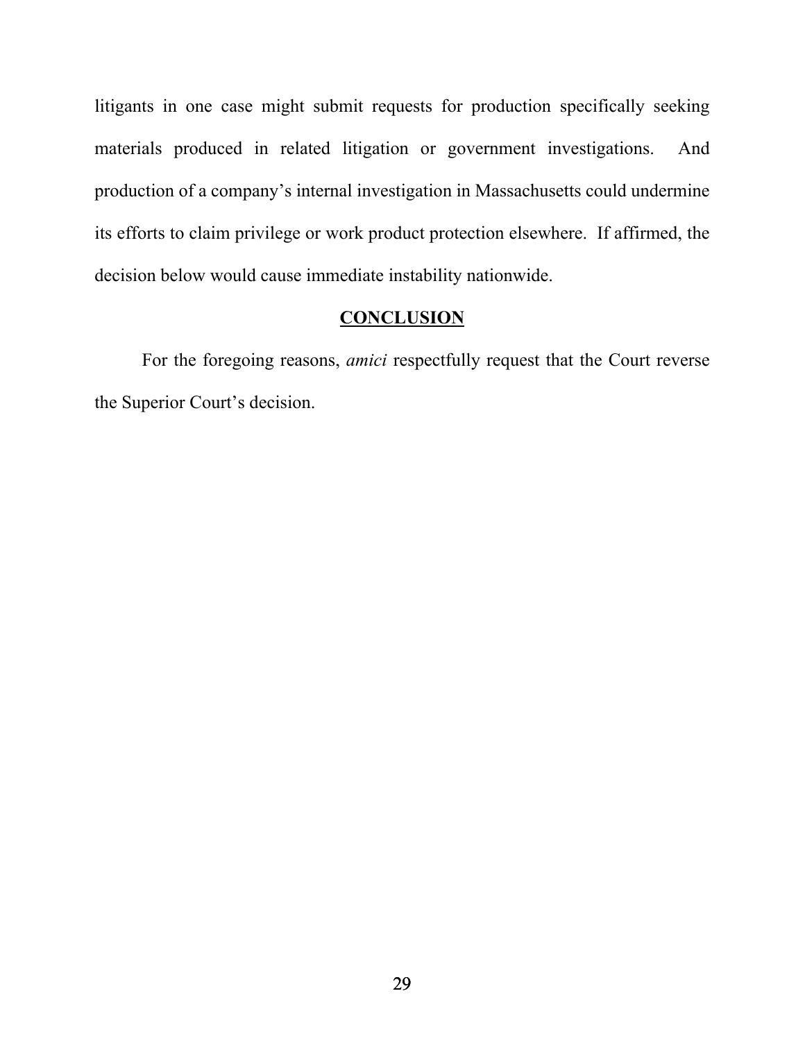litigants in one case might submit requests for production specifically seeking materials produced in related litigation or government investigations. And production of a company's internal investigation in Massachusetts could undermine its efforts to claim privilege or work product protection elsewhere. If affirmed, the decision below would cause immediate instability nationwide.

## **CONCLUSION**

For the foregoing reasons, *amici* respectfully request that the Court reverse the Superior Court's decision.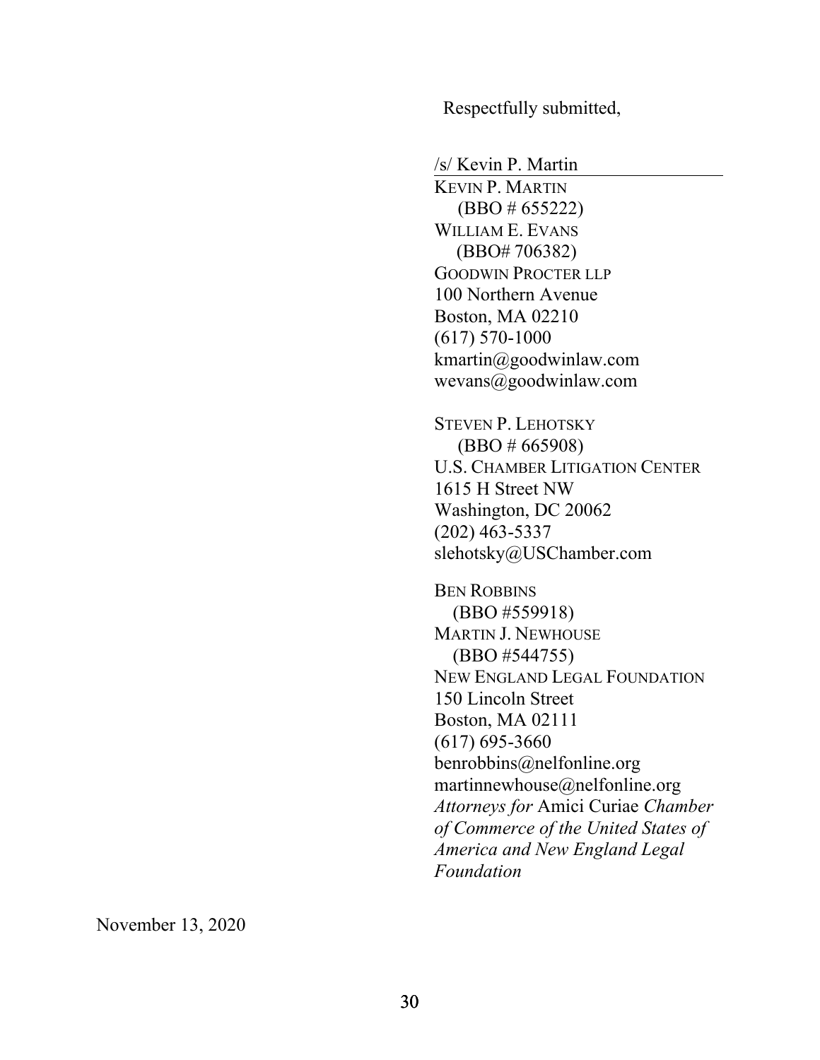Respectfully submitted,

/s/ Kevin P. Martin

KEVIN P. MARTIN
(BBO # 655222)
WILLIAM E. EVANS
(BBO# 706382)
GOODWIN PROCTER LLP
100 Northern Avenue
Boston, MA 02210
(617) 570-1000
kmartin@goodwinlaw.com
wevans@goodwinlaw.com

STEVEN P. LEHOTSKY
(BBO # 665908)
U.S. CHAMBER LITIGATION CENTER
1615 H Street NW
Washington, DC 20062
(202) 463-5337
slehotsky@USChamber.com

BEN ROBBINS
(BBO #559918)
MARTIN J. NEWHOUSE
(BBO #544755)
NEW ENGLAND LEGAL FOUNDATION
150 Lincoln Street
Boston, MA 02111
(617) 695-3660
benrobbins@nelfonline.org
martinnewhouse@nelfonline.org
*Attorneys for* Amici Curiae *Chamber of Commerce of the United States of America and New England Legal Foundation*

November 13, 2020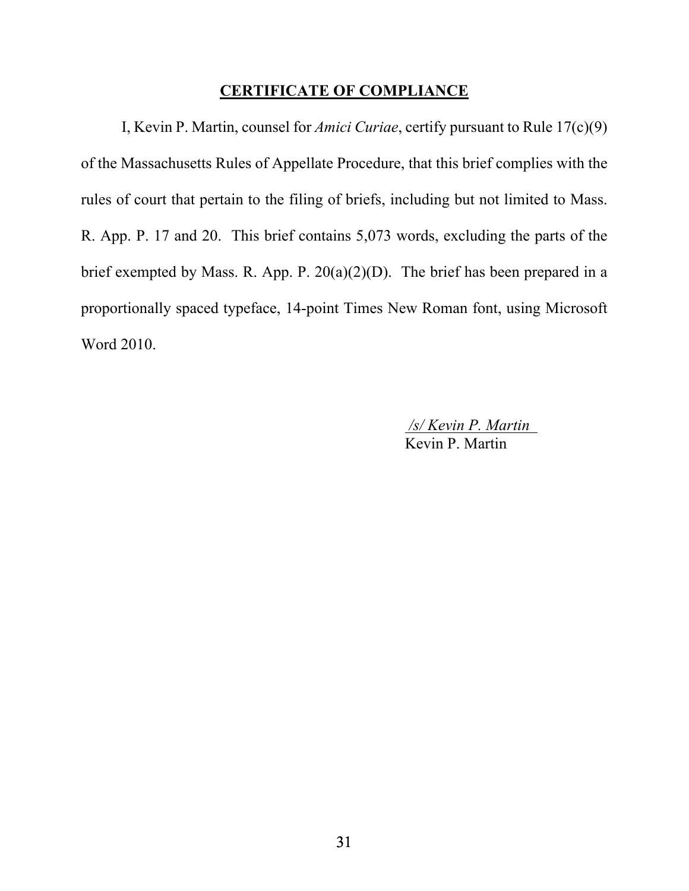## CERTIFICATE OF COMPLIANCE

I, Kevin P. Martin, counsel for *Amici Curiae*, certify pursuant to Rule 17(c)(9) of the Massachusetts Rules of Appellate Procedure, that this brief complies with the rules of court that pertain to the filing of briefs, including but not limited to Mass. R. App. P. 17 and 20. This brief contains 5,073 words, excluding the parts of the brief exempted by Mass. R. App. P. 20(a)(2)(D). The brief has been prepared in a proportionally spaced typeface, 14-point Times New Roman font, using Microsoft Word 2010.

*/s/ Kevin P. Martin*
Kevin P. Martin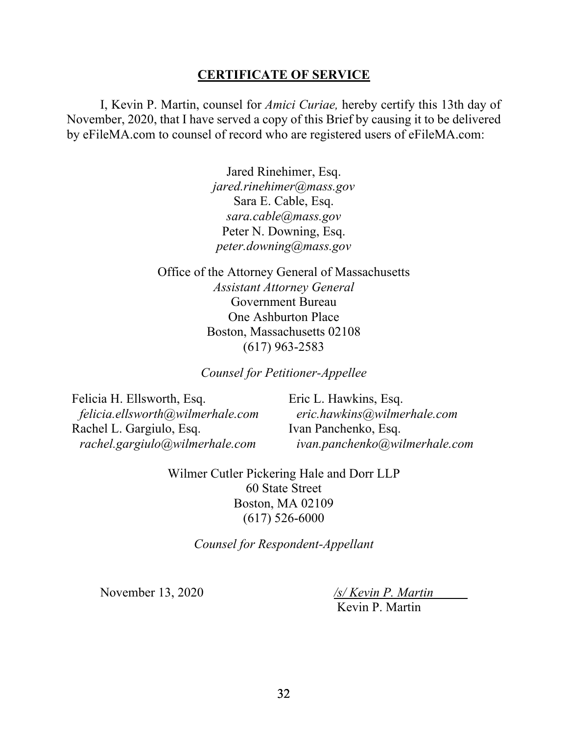## CERTIFICATE OF SERVICE

I, Kevin P. Martin, counsel for *Amici Curiae,* hereby certify this 13th day of November, 2020, that I have served a copy of this Brief by causing it to be delivered by eFileMA.com to counsel of record who are registered users of eFileMA.com:

Jared Rinehimer, Esq.
*jared.rinehimer@mass.gov*
Sara E. Cable, Esq.
*sara.cable@mass.gov*
Peter N. Downing, Esq.
*peter.downing@mass.gov*

Office of the Attorney General of Massachusetts
*Assistant Attorney General*
Government Bureau
One Ashburton Place
Boston, Massachusetts 02108
(617) 963-2583

*Counsel for Petitioner-Appellee*

Felicia H. Ellsworth, Esq.
*felicia.ellsworth@wilmerhale.com*
Rachel L. Gargiulo, Esq.
*rachel.gargiulo@wilmerhale.com*

Eric L. Hawkins, Esq.
*eric.hawkins@wilmerhale.com*
Ivan Panchenko, Esq.
*ivan.panchenko@wilmerhale.com*

Wilmer Cutler Pickering Hale and Dorr LLP
60 State Street
Boston, MA 02109
(617) 526-6000

*Counsel for Respondent-Appellant*

November 13, 2020

*/s/ Kevin P. Martin*
Kevin P. Martin